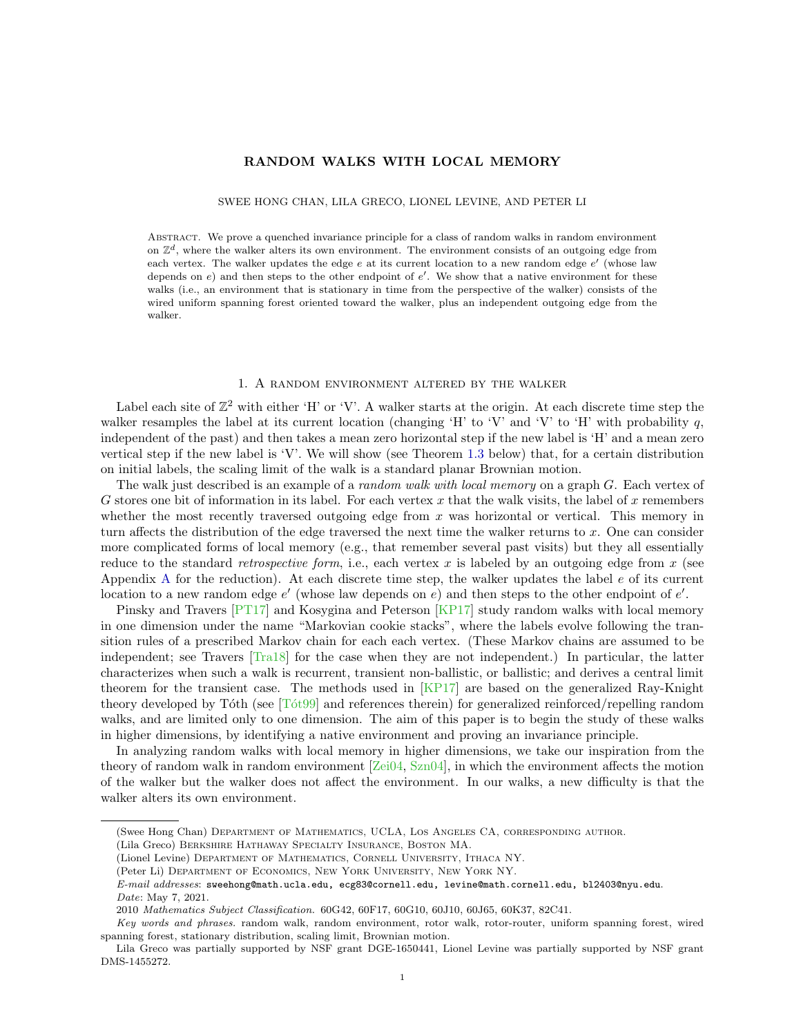# RANDOM WALKS WITH LOCAL MEMORY

SWEE HONG CHAN, LILA GRECO, LIONEL LEVINE, AND PETER LI

Abstract. We prove a quenched invariance principle for a class of random walks in random environment on $\mathbb{Z}^d$, where the walker alters its own environment. The environment consists of an outgoing edge from each vertex. The walker updates the edge $e$ at its current location to a new random edge $e'$ (whose law depends on $e$) and then steps to the other endpoint of $e'$. We show that a native environment for these walks (i.e., an environment that is stationary in time from the perspective of the walker) consists of the wired uniform spanning forest oriented toward the walker, plus an independent outgoing edge from the walker.

## 1. A random environment altered by the walker

Label each site of $\mathbb{Z}^2$ with either 'H' or 'V'. A walker starts at the origin. At each discrete time step the walker resamples the label at its current location (changing 'H' to 'V' and 'V' to 'H' with probability $q$, independent of the past) and then takes a mean zero horizontal step if the new label is 'H' and a mean zero vertical step if the new label is 'V'. We will show (see Theorem 1.3 below) that, for a certain distribution on initial labels, the scaling limit of the walk is a standard planar Brownian motion.

The walk just described is an example of a *random walk with local memory* on a graph $G$. Each vertex of $G$ stores one bit of information in its label. For each vertex $x$ that the walk visits, the label of $x$ remembers whether the most recently traversed outgoing edge from $x$ was horizontal or vertical. This memory in turn affects the distribution of the edge traversed the next time the walker returns to $x$. One can consider more complicated forms of local memory (e.g., that remember several past visits) but they all essentially reduce to the standard *retrospective form*, i.e., each vertex $x$ is labeled by an outgoing edge from $x$ (see Appendix A for the reduction). At each discrete time step, the walker updates the label $e$ of its current location to a new random edge $e'$ (whose law depends on $e$) and then steps to the other endpoint of $e'$.

Pinsky and Travers [PT17] and Kosygina and Peterson [KP17] study random walks with local memory in one dimension under the name "Markovian cookie stacks", where the labels evolve following the transition rules of a prescribed Markov chain for each each vertex. (These Markov chains are assumed to be independent; see Travers [Tra18] for the case when they are not independent.) In particular, the latter characterizes when such a walk is recurrent, transient non-ballistic, or ballistic; and derives a central limit theorem for the transient case. The methods used in [KP17] are based on the generalized Ray-Knight theory developed by Tóth (see [Tót99] and references therein) for generalized reinforced/repelling random walks, and are limited only to one dimension. The aim of this paper is to begin the study of these walks in higher dimensions, by identifying a native environment and proving an invariance principle.

In analyzing random walks with local memory in higher dimensions, we take our inspiration from the theory of random walk in random environment [Zei04, Szn04], in which the environment affects the motion of the walker but the walker does not affect the environment. In our walks, a new difficulty is that the walker alters its own environment.

---

(Swee Hong Chan) Department of Mathematics, UCLA, Los Angeles CA, corresponding author.

(Lila Greco) Berkshire Hathaway Specialty Insurance, Boston MA.

(Lionel Levine) Department of Mathematics, Cornell University, Ithaca NY.

(Peter Li) Department of Economics, New York University, New York NY.

*E-mail addresses*: sweehong@math.ucla.edu, ecg83@cornell.edu, levine@math.cornell.edu, bl2403@nyu.edu.

*Date*: May 7, 2021.

2010 *Mathematics Subject Classification.* 60G42, 60F17, 60G10, 60J10, 60J65, 60K37, 82C41.

*Key words and phrases.* random walk, random environment, rotor walk, rotor-router, uniform spanning forest, wired spanning forest, stationary distribution, scaling limit, Brownian motion.

Lila Greco was partially supported by NSF grant DGE-1650441, Lionel Levine was partially supported by NSF grant DMS-1455272.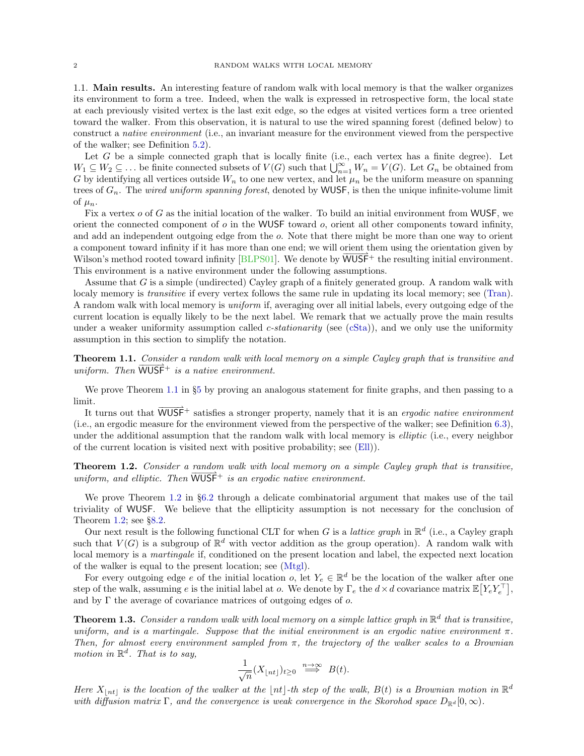1.1. **Main results.** An interesting feature of random walk with local memory is that the walker organizes its environment to form a tree. Indeed, when the walk is expressed in retrospective form, the local state at each previously visited vertex is the last exit edge, so the edges at visited vertices form a tree oriented toward the walker. From this observation, it is natural to use the wired spanning forest (defined below) to construct a *native environment* (i.e., an invariant measure for the environment viewed from the perspective of the walker; see Definition 5.2).

Let $G$ be a simple connected graph that is locally finite (i.e., each vertex has a finite degree). Let $W_1 \subseteq W_2 \subseteq \dots$ be finite connected subsets of $V(G)$ such that $\bigcup_{n=1}^{\infty} W_n = V(G)$. Let $G_n$ be obtained from $G$ by identifying all vertices outside $W_n$ to one new vertex, and let $\mu_n$ be the uniform measure on spanning trees of $G_n$. The *wired uniform spanning forest*, denoted by $\mathsf{WUSF}$, is then the unique infinite-volume limit of $\mu_n$.

Fix a vertex $o$ of $G$ as the initial location of the walker. To build an initial environment from $\mathsf{WUSF}$, we orient the connected component of $o$ in the $\mathsf{WUSF}$ toward $o$, orient all other components toward infinity, and add an independent outgoing edge from the $o$. Note that there might be more than one way to orient a component toward infinity if it has more than one end; we will orient them using the orientation given by Wilson's method rooted toward infinity [BLPS01]. We denote by $\overrightarrow{\mathsf{WUSF}}^{+}$ the resulting initial environment. This environment is a native environment under the following assumptions.

Assume that $G$ is a simple (undirected) Cayley graph of a finitely generated group. A random walk with localy memory is *transitive* if every vertex follows the same rule in updating its local memory; see (Tran). A random walk with local memory is *uniform* if, averaging over all initial labels, every outgoing edge of the current location is equally likely to be the next label. We remark that we actually prove the main results under a weaker uniformity assumption called *c-stationarity* (see (cSta)), and we only use the uniformity assumption in this section to simplify the notation.

**Theorem 1.1.** *Consider a random walk with local memory on a simple Cayley graph that is transitive and uniform. Then* $\overrightarrow{\mathsf{WUSF}}^{+}$ *is a native environment.*

We prove Theorem 1.1 in §5 by proving an analogous statement for finite graphs, and then passing to a limit.

It turns out that $\overrightarrow{\mathsf{WUSF}}^{+}$ satisfies a stronger property, namely that it is an *ergodic native environment* (i.e., an ergodic measure for the environment viewed from the perspective of the walker; see Definition 6.3), under the additional assumption that the random walk with local memory is *elliptic* (i.e., every neighbor of the current location is visited next with positive probability; see (Ell)).

**Theorem 1.2.** *Consider a random walk with local memory on a simple Cayley graph that is transitive, uniform, and elliptic. Then* $\overrightarrow{\mathsf{WUSF}}^{+}$ *is an ergodic native environment.*

We prove Theorem 1.2 in §6.2 through a delicate combinatorial argument that makes use of the tail triviality of $\mathsf{WUSF}$. We believe that the ellipticity assumption is not necessary for the conclusion of Theorem 1.2; see §8.2.

Our next result is the following functional CLT for when $G$ is a *lattice graph* in $\mathbb{R}^d$ (i.e., a Cayley graph such that $V(G)$ is a subgroup of $\mathbb{R}^d$ with vector addition as the group operation). A random walk with local memory is a *martingale* if, conditioned on the present location and label, the expected next location of the walker is equal to the present location; see (Mtgl).

For every outgoing edge $e$ of the initial location $o$, let $Y_e \in \mathbb{R}^d$ be the location of the walker after one step of the walk, assuming $e$ is the initial label at $o$. We denote by $\Gamma_e$ the $d \times d$ covariance matrix $\mathbb{E}\big[Y_e Y_e^{\top}\big]$, and by $\Gamma$ the average of covariance matrices of outgoing edges of $o$.

**Theorem 1.3.** *Consider a random walk with local memory on a simple lattice graph in* $\mathbb{R}^d$ *that is transitive, uniform, and is a martingale. Suppose that the initial environment is an ergodic native environment* $\pi$. *Then, for almost every environment sampled from* $\pi$, *the trajectory of the walker scales to a Brownian motion in* $\mathbb{R}^d$. *That is to say,*

$$\frac{1}{\sqrt{n}}(X_{\lfloor nt \rfloor})_{t \geq 0} \overset{n\to\infty}{\Longrightarrow} B(t).$$

*Here* $X_{\lfloor nt \rfloor}$ *is the location of the walker at the* $\lfloor nt \rfloor$*-th step of the walk,* $B(t)$ *is a Brownian motion in* $\mathbb{R}^d$ *with diffusion matrix* $\Gamma$, *and the convergence is weak convergence in the Skorohod space* $D_{\mathbb{R}^d}[0, \infty)$.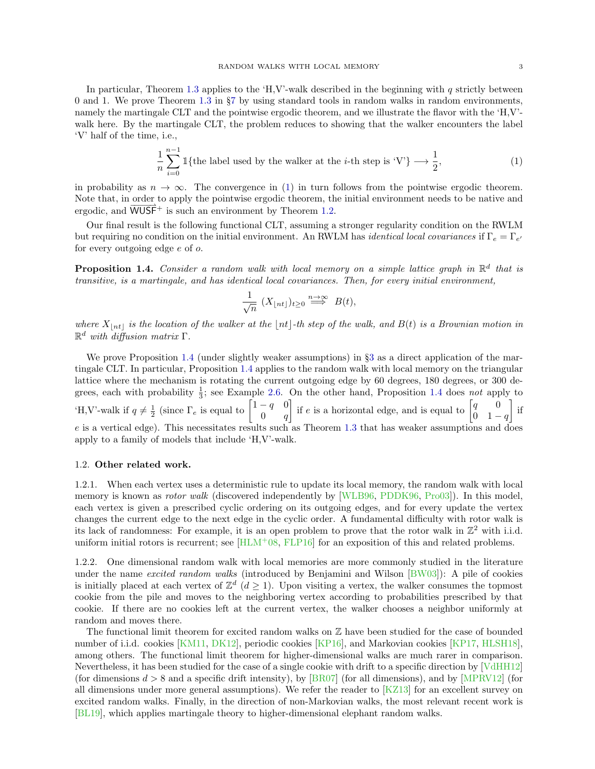In particular, Theorem 1.3 applies to the 'H,V'-walk described in the beginning with $q$ strictly between 0 and 1. We prove Theorem 1.3 in §7 by using standard tools in random walks in random environments, namely the martingale CLT and the pointwise ergodic theorem, and we illustrate the flavor with the 'H,V'-walk here. By the martingale CLT, the problem reduces to showing that the walker encounters the label 'V' half of the time, i.e.,

$$\frac{1}{n}\sum_{i=0}^{n-1} \mathbb{1}\{\text{the label used by the walker at the } i\text{-th step is 'V'}\} \longrightarrow \frac{1}{2}, \tag{1}$$

in probability as $n \to \infty$. The convergence in (1) in turn follows from the pointwise ergodic theorem. Note that, in order to apply the pointwise ergodic theorem, the initial environment needs to be native and ergodic, and $\overrightarrow{\mathsf{WUSF}}^+$ is such an environment by Theorem 1.2.

Our final result is the following functional CLT, assuming a stronger regularity condition on the RWLM but requiring no condition on the initial environment. An RWLM has *identical local covariances* if $\Gamma_e = \Gamma_{e'}$ for every outgoing edge $e$ of $o$.

**Proposition 1.4.** *Consider a random walk with local memory on a simple lattice graph in $\mathbb{R}^d$ that is transitive, is a martingale, and has identical local covariances. Then, for every initial environment,*

$$\frac{1}{\sqrt{n}}\ (X_{\lfloor nt \rfloor})_{t\geq 0} \overset{n\to\infty}{\Longrightarrow}\ B(t),$$

*where $X_{\lfloor nt \rfloor}$ is the location of the walker at the $\lfloor nt \rfloor$-th step of the walk, and $B(t)$ is a Brownian motion in $\mathbb{R}^d$ with diffusion matrix $\Gamma$.*

We prove Proposition 1.4 (under slightly weaker assumptions) in §3 as a direct application of the martingale CLT. In particular, Proposition 1.4 applies to the random walk with local memory on the triangular lattice where the mechanism is rotating the current outgoing edge by 60 degrees, 180 degrees, or 300 degrees, each with probability $\frac{1}{3}$; see Example 2.6. On the other hand, Proposition 1.4 does *not* apply to 'H,V'-walk if $q \neq \frac{1}{2}$ (since $\Gamma_e$ is equal to $\begin{bmatrix} 1-q & 0 \\ 0 & q \end{bmatrix}$ if $e$ is a horizontal edge, and is equal to $\begin{bmatrix} q & 0 \\ 0 & 1-q \end{bmatrix}$ if $e$ is a vertical edge). This necessitates results such as Theorem 1.3 that has weaker assumptions and does apply to a family of models that include 'H,V'-walk.

## 1.2. Other related work.

1.2.1. When each vertex uses a deterministic rule to update its local memory, the random walk with local memory is known as *rotor walk* (discovered independently by [WLB96, PDDK96, Pro03]). In this model, each vertex is given a prescribed cyclic ordering on its outgoing edges, and for every update the vertex changes the current edge to the next edge in the cyclic order. A fundamental difficulty with rotor walk is its lack of randomness: For example, it is an open problem to prove that the rotor walk in $\mathbb{Z}^2$ with i.i.d. uniform initial rotors is recurrent; see [HLM+08, FLP16] for an exposition of this and related problems.

1.2.2. One dimensional random walk with local memories are more commonly studied in the literature under the name *excited random walks* (introduced by Benjamini and Wilson [BW03]): A pile of cookies is initially placed at each vertex of $\mathbb{Z}^d$ ($d \geq 1$). Upon visiting a vertex, the walker consumes the topmost cookie from the pile and moves to the neighboring vertex according to probabilities prescribed by that cookie. If there are no cookies left at the current vertex, the walker chooses a neighbor uniformly at random and moves there.

The functional limit theorem for excited random walks on $\mathbb{Z}$ have been studied for the case of bounded number of i.i.d. cookies [KM11, DK12], periodic cookies [KP16], and Markovian cookies [KP17, HLSH18], among others. The functional limit theorem for higher-dimensional walks are much rarer in comparison. Nevertheless, it has been studied for the case of a single cookie with drift to a specific direction by [VdHH12] (for dimensions $d > 8$ and a specific drift intensity), by [BR07] (for all dimensions), and by [MPRV12] (for all dimensions under more general assumptions). We refer the reader to [KZ13] for an excellent survey on excited random walks. Finally, in the direction of non-Markovian walks, the most relevant recent work is [BL19], which applies martingale theory to higher-dimensional elephant random walks.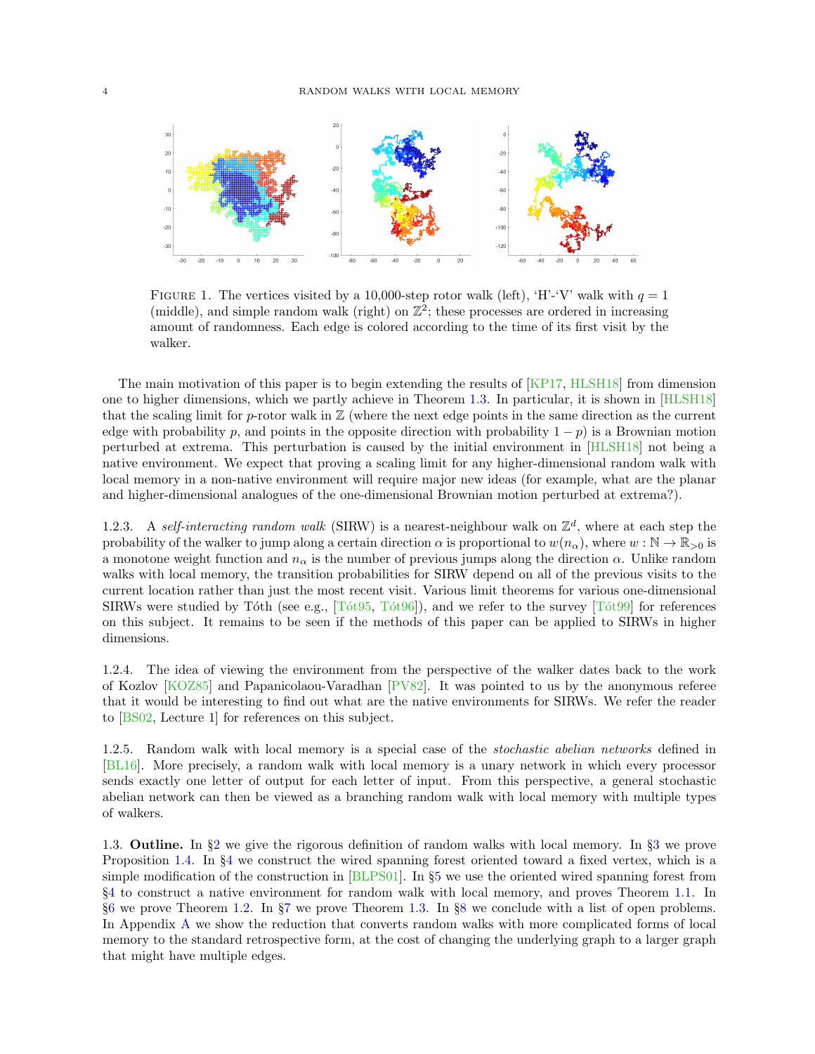FIGURE 1. The vertices visited by a 10,000-step rotor walk (left), 'H'-'V' walk with $q = 1$ (middle), and simple random walk (right) on $\mathbb{Z}^2$; these processes are ordered in increasing amount of randomness. Each edge is colored according to the time of its first visit by the walker.

The main motivation of this paper is to begin extending the results of [KP17, HLSH18] from dimension one to higher dimensions, which we partly achieve in Theorem 1.3. In particular, it is shown in [HLSH18] that the scaling limit for $p$-rotor walk in $\mathbb{Z}$ (where the next edge points in the same direction as the current edge with probability $p$, and points in the opposite direction with probability $1 - p$) is a Brownian motion perturbed at extrema. This perturbation is caused by the initial environment in [HLSH18] not being a native environment. We expect that proving a scaling limit for any higher-dimensional random walk with local memory in a non-native environment will require major new ideas (for example, what are the planar and higher-dimensional analogues of the one-dimensional Brownian motion perturbed at extrema?).

1.2.3. A *self-interacting random walk* (SIRW) is a nearest-neighbour walk on $\mathbb{Z}^d$, where at each step the probability of the walker to jump along a certain direction $\alpha$ is proportional to $w(n_\alpha)$, where $w : \mathbb{N} \to \mathbb{R}_{>0}$ is a monotone weight function and $n_\alpha$ is the number of previous jumps along the direction $\alpha$. Unlike random walks with local memory, the transition probabilities for SIRW depend on all of the previous visits to the current location rather than just the most recent visit. Various limit theorems for various one-dimensional SIRWs were studied by Tóth (see e.g., [Tót95, Tót96]), and we refer to the survey [Tót99] for references on this subject. It remains to be seen if the methods of this paper can be applied to SIRWs in higher dimensions.

1.2.4. The idea of viewing the environment from the perspective of the walker dates back to the work of Kozlov [KOZ85] and Papanicolaou-Varadhan [PV82]. It was pointed to us by the anonymous referee that it would be interesting to find out what are the native environments for SIRWs. We refer the reader to [BS02, Lecture 1] for references on this subject.

1.2.5. Random walk with local memory is a special case of the *stochastic abelian networks* defined in [BL16]. More precisely, a random walk with local memory is a unary network in which every processor sends exactly one letter of output for each letter of input. From this perspective, a general stochastic abelian network can then be viewed as a branching random walk with local memory with multiple types of walkers.

1.3. **Outline.** In §2 we give the rigorous definition of random walks with local memory. In §3 we prove Proposition 1.4. In §4 we construct the wired spanning forest oriented toward a fixed vertex, which is a simple modification of the construction in [BLPS01]. In §5 we use the oriented wired spanning forest from §4 to construct a native environment for random walk with local memory, and proves Theorem 1.1. In §6 we prove Theorem 1.2. In §7 we prove Theorem 1.3. In §8 we conclude with a list of open problems. In Appendix A we show the reduction that converts random walks with more complicated forms of local memory to the standard retrospective form, at the cost of changing the underlying graph to a larger graph that might have multiple edges.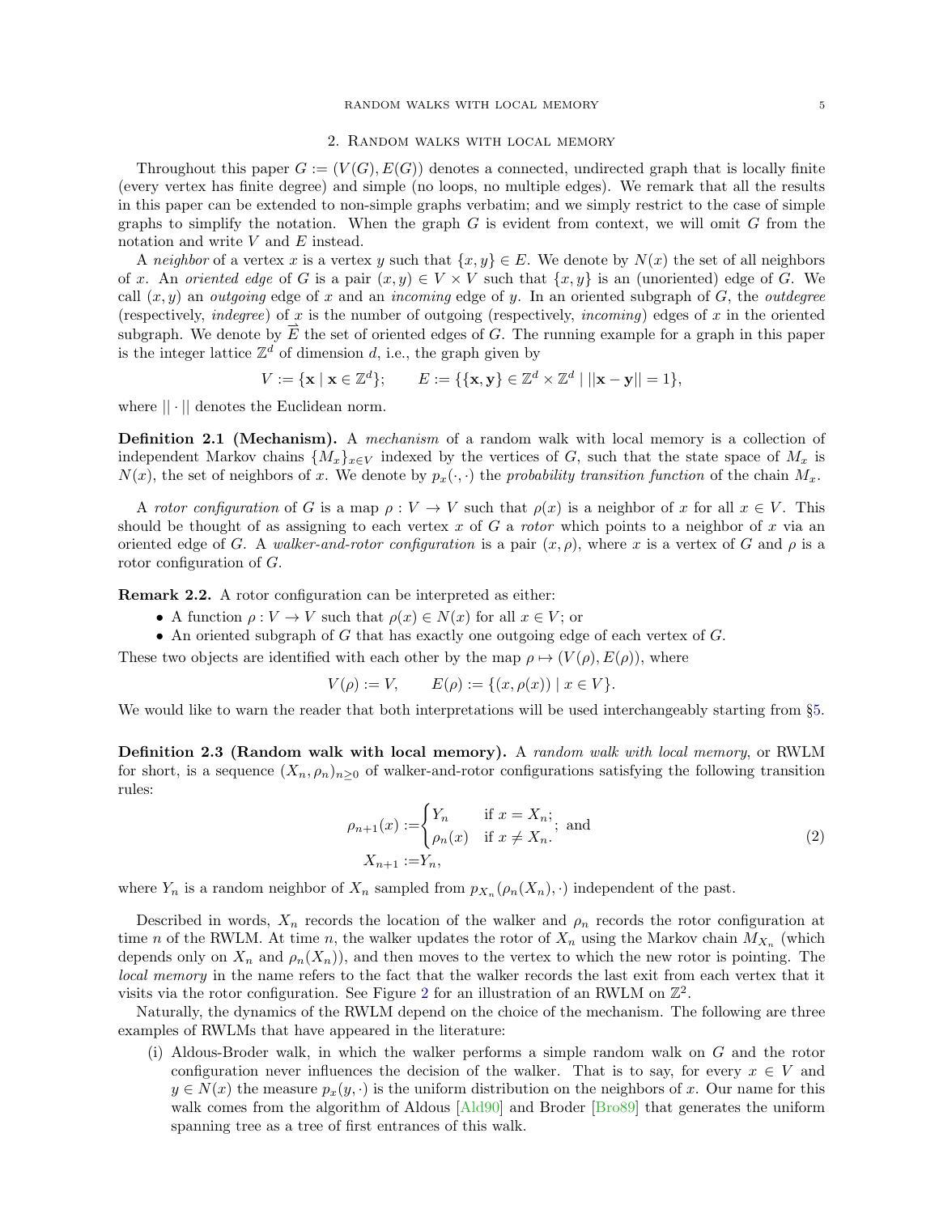## 2. Random walks with local memory

Throughout this paper $G := (V(G), E(G))$ denotes a connected, undirected graph that is locally finite (every vertex has finite degree) and simple (no loops, no multiple edges). We remark that all the results in this paper can be extended to non-simple graphs verbatim; and we simply restrict to the case of simple graphs to simplify the notation. When the graph $G$ is evident from context, we will omit $G$ from the notation and write $V$ and $E$ instead.

A *neighbor* of a vertex $x$ is a vertex $y$ such that $\{x, y\} \in E$. We denote by $N(x)$ the set of all neighbors of $x$. An *oriented edge* of $G$ is a pair $(x, y) \in V \times V$ such that $\{x, y\}$ is an (unoriented) edge of $G$. We call $(x, y)$ an *outgoing* edge of $x$ and an *incoming* edge of $y$. In an oriented subgraph of $G$, the *outdegree* (respectively, *indegree*) of $x$ is the number of outgoing (respectively, *incoming*) edges of $x$ in the oriented subgraph. We denote by $\vec{E}$ the set of oriented edges of $G$. The running example for a graph in this paper is the integer lattice $\mathbb{Z}^d$ of dimension $d$, i.e., the graph given by

$$V := \{\mathbf{x} \mid \mathbf{x} \in \mathbb{Z}^d\}; \qquad E := \{\{\mathbf{x}, \mathbf{y}\} \in \mathbb{Z}^d \times \mathbb{Z}^d \mid ||\mathbf{x} - \mathbf{y}|| = 1\},$$

where $|| \cdot ||$ denotes the Euclidean norm.

**Definition 2.1 (Mechanism).** A *mechanism* of a random walk with local memory is a collection of independent Markov chains $\{M_x\}_{x \in V}$ indexed by the vertices of $G$, such that the state space of $M_x$ is $N(x)$, the set of neighbors of $x$. We denote by $p_x(\cdot, \cdot)$ the *probability transition function* of the chain $M_x$.

A *rotor configuration* of $G$ is a map $\rho : V \to V$ such that $\rho(x)$ is a neighbor of $x$ for all $x \in V$. This should be thought of as assigning to each vertex $x$ of $G$ a *rotor* which points to a neighbor of $x$ via an oriented edge of $G$. A *walker-and-rotor configuration* is a pair $(x, \rho)$, where $x$ is a vertex of $G$ and $\rho$ is a rotor configuration of $G$.

**Remark 2.2.** A rotor configuration can be interpreted as either:

- A function $\rho : V \to V$ such that $\rho(x) \in N(x)$ for all $x \in V$; or
- An oriented subgraph of $G$ that has exactly one outgoing edge of each vertex of $G$.

These two objects are identified with each other by the map $\rho \mapsto (V(\rho), E(\rho))$, where

$$V(\rho) := V, \qquad E(\rho) := \{(x, \rho(x)) \mid x \in V\}.$$

We would like to warn the reader that both interpretations will be used interchangeably starting from §5.

**Definition 2.3 (Random walk with local memory).** A *random walk with local memory*, or RWLM for short, is a sequence $(X_n, \rho_n)_{n \geq 0}$ of walker-and-rotor configurations satisfying the following transition rules:

$$\begin{aligned} \rho_{n+1}(x) :=& \begin{cases} Y_n & \text{if } x = X_n; \\ \rho_n(x) & \text{if } x \neq X_n. \end{cases}; \text{ and} \\ X_{n+1} :=& Y_n, \end{aligned} \tag{2}$$

where $Y_n$ is a random neighbor of $X_n$ sampled from $p_{X_n}(\rho_n(X_n), \cdot)$ independent of the past.

Described in words, $X_n$ records the location of the walker and $\rho_n$ records the rotor configuration at time $n$ of the RWLM. At time $n$, the walker updates the rotor of $X_n$ using the Markov chain $M_{X_n}$ (which depends only on $X_n$ and $\rho_n(X_n)$), and then moves to the vertex to which the new rotor is pointing. The *local memory* in the name refers to the fact that the walker records the last exit from each vertex that it visits via the rotor configuration. See Figure 2 for an illustration of an RWLM on $\mathbb{Z}^2$.

Naturally, the dynamics of the RWLM depend on the choice of the mechanism. The following are three examples of RWLMs that have appeared in the literature:

(i) Aldous-Broder walk, in which the walker performs a simple random walk on $G$ and the rotor configuration never influences the decision of the walker. That is to say, for every $x \in V$ and $y \in N(x)$ the measure $p_x(y, \cdot)$ is the uniform distribution on the neighbors of $x$. Our name for this walk comes from the algorithm of Aldous [Ald90] and Broder [Bro89] that generates the uniform spanning tree as a tree of first entrances of this walk.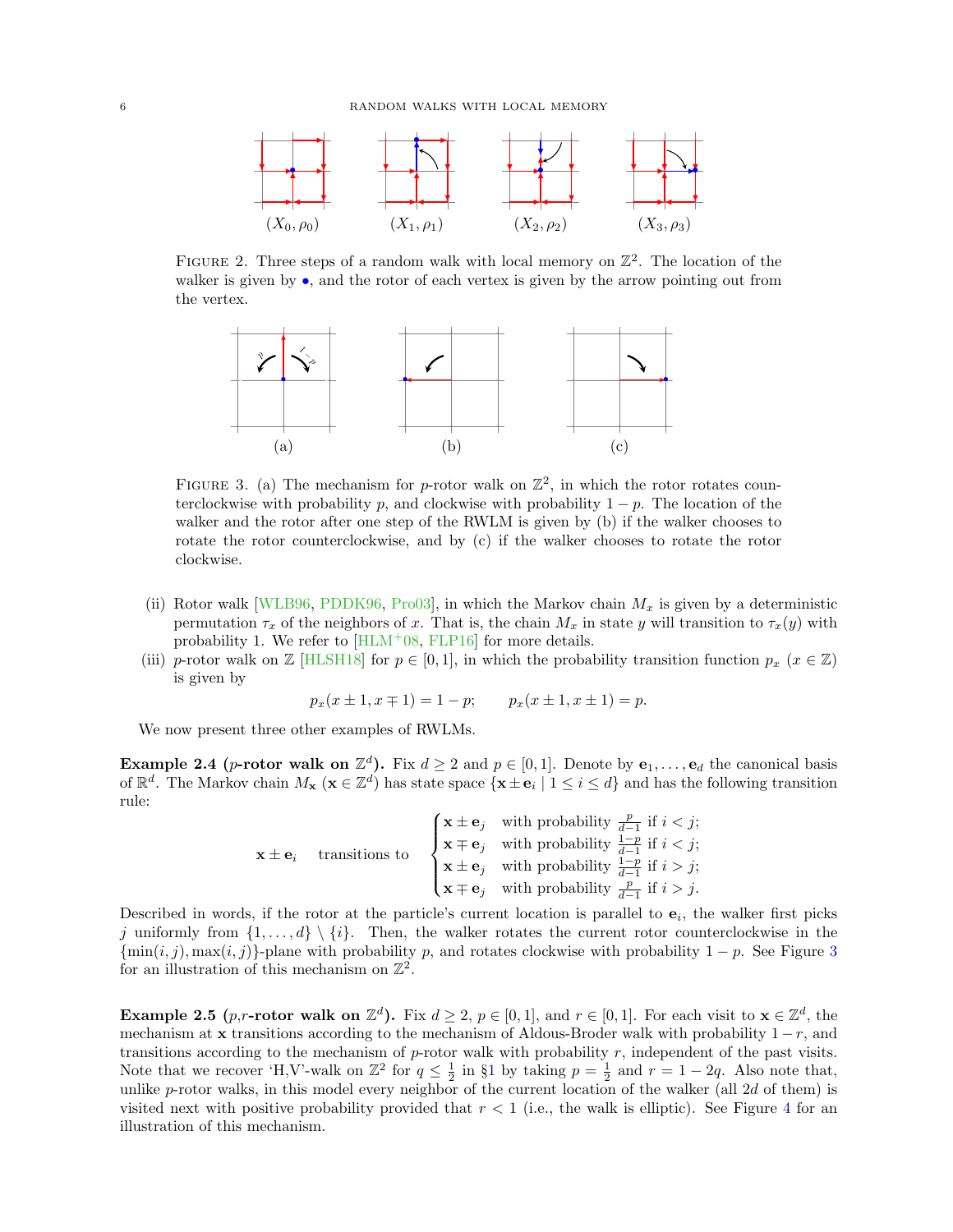FIGURE 2. Three steps of a random walk with local memory on $\mathbb{Z}^2$. The location of the walker is given by $\bullet$, and the rotor of each vertex is given by the arrow pointing out from the vertex.

FIGURE 3. (a) The mechanism for $p$-rotor walk on $\mathbb{Z}^2$, in which the rotor rotates counterclockwise with probability $p$, and clockwise with probability $1-p$. The location of the walker and the rotor after one step of the RWLM is given by (b) if the walker chooses to rotate the rotor counterclockwise, and by (c) if the walker chooses to rotate the rotor clockwise.

(ii) Rotor walk [WLB96, PDDK96, Pro03], in which the Markov chain $M_x$ is given by a deterministic permutation $\tau_x$ of the neighbors of $x$. That is, the chain $M_x$ in state $y$ will transition to $\tau_x(y)$ with probability 1. We refer to [HLM+08, FLP16] for more details.

(iii) $p$-rotor walk on $\mathbb{Z}$ [HLSH18] for $p \in [0,1]$, in which the probability transition function $p_x$ ($x \in \mathbb{Z}$) is given by

$$p_x(x \pm 1, x \mp 1) = 1 - p; \qquad p_x(x \pm 1, x \pm 1) = p.$$

We now present three other examples of RWLMs.

**Example 2.4 ($p$-rotor walk on $\mathbb{Z}^d$).** Fix $d \geq 2$ and $p \in [0,1]$. Denote by $\mathbf{e}_1, \ldots, \mathbf{e}_d$ the canonical basis of $\mathbb{R}^d$. The Markov chain $M_{\mathbf{x}}$ ($\mathbf{x} \in \mathbb{Z}^d$) has state space $\{\mathbf{x} \pm \mathbf{e}_i \mid 1 \leq i \leq d\}$ and has the following transition rule:

$$\mathbf{x} \pm \mathbf{e}_i \quad \text{transitions to} \quad \begin{cases} \mathbf{x} \pm \mathbf{e}_j & \text{with probability } \frac{p}{d-1} \text{ if } i < j; \\ \mathbf{x} \mp \mathbf{e}_j & \text{with probability } \frac{1-p}{d-1} \text{ if } i < j; \\ \mathbf{x} \pm \mathbf{e}_j & \text{with probability } \frac{1-p}{d-1} \text{ if } i > j; \\ \mathbf{x} \mp \mathbf{e}_j & \text{with probability } \frac{p}{d-1} \text{ if } i > j. \end{cases}$$

Described in words, if the rotor at the particle's current location is parallel to $\mathbf{e}_i$, the walker first picks $j$ uniformly from $\{1, \ldots, d\} \setminus \{i\}$. Then, the walker rotates the current rotor counterclockwise in the $\{\min(i,j), \max(i,j)\}$-plane with probability $p$, and rotates clockwise with probability $1-p$. See Figure 3 for an illustration of this mechanism on $\mathbb{Z}^2$.

**Example 2.5 ($p$,$r$-rotor walk on $\mathbb{Z}^d$).** Fix $d \geq 2$, $p \in [0,1]$, and $r \in [0,1]$. For each visit to $\mathbf{x} \in \mathbb{Z}^d$, the mechanism at $\mathbf{x}$ transitions according to the mechanism of Aldous-Broder walk with probability $1-r$, and transitions according to the mechanism of $p$-rotor walk with probability $r$, independent of the past visits. Note that we recover 'H,V'-walk on $\mathbb{Z}^2$ for $q \leq \frac{1}{2}$ in §1 by taking $p = \frac{1}{2}$ and $r = 1 - 2q$. Also note that, unlike $p$-rotor walks, in this model every neighbor of the current location of the walker (all $2d$ of them) is visited next with positive probability provided that $r < 1$ (i.e., the walk is elliptic). See Figure 4 for an illustration of this mechanism.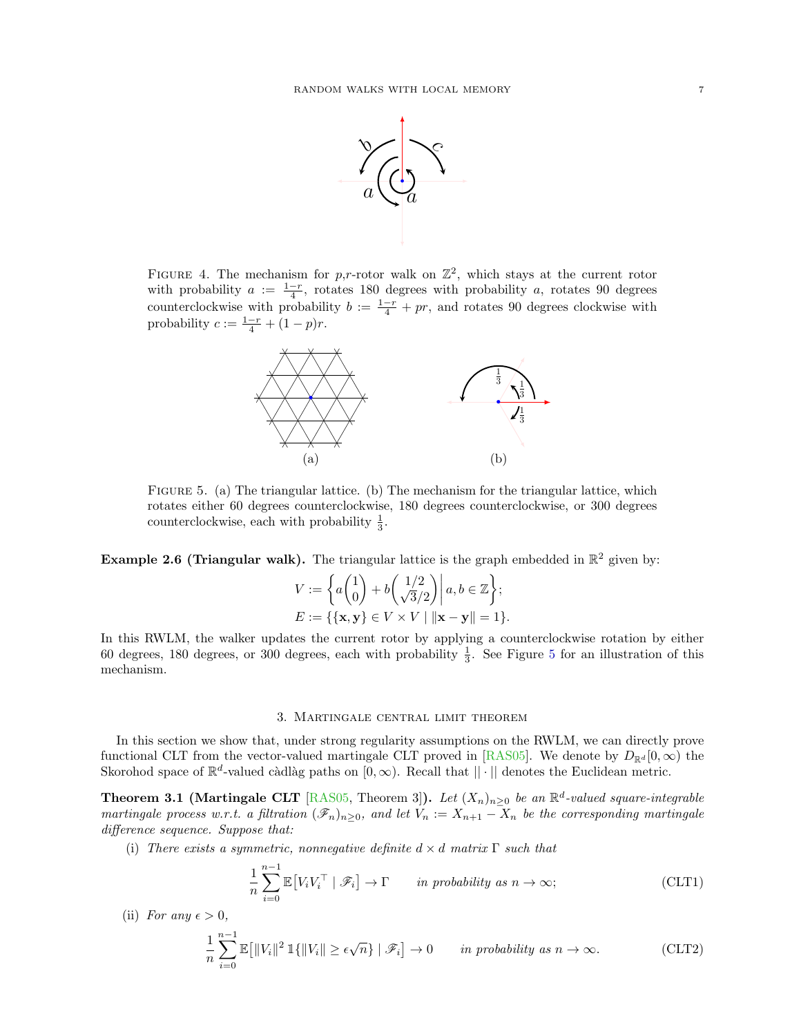FIGURE 4. The mechanism for $p$,$r$-rotor walk on $\mathbb{Z}^2$, which stays at the current rotor with probability $a := \frac{1-r}{4}$, rotates 180 degrees with probability $a$, rotates 90 degrees counterclockwise with probability $b := \frac{1-r}{4} + pr$, and rotates 90 degrees clockwise with probability $c := \frac{1-r}{4} + (1-p)r$.

FIGURE 5. (a) The triangular lattice. (b) The mechanism for the triangular lattice, which rotates either 60 degrees counterclockwise, 180 degrees counterclockwise, or 300 degrees counterclockwise, each with probability $\frac{1}{3}$.

**Example 2.6 (Triangular walk).** The triangular lattice is the graph embedded in $\mathbb{R}^2$ given by:

$$V := \left\{ a\begin{pmatrix}1\\0\end{pmatrix} + b\begin{pmatrix}1/2\\ \sqrt{3}/2\end{pmatrix} \,\middle|\, a, b \in \mathbb{Z} \right\};$$

$$E := \{\{\mathbf{x}, \mathbf{y}\} \in V \times V \mid \|\mathbf{x} - \mathbf{y}\| = 1\}.$$

In this RWLM, the walker updates the current rotor by applying a counterclockwise rotation by either 60 degrees, 180 degrees, or 300 degrees, each with probability $\frac{1}{3}$. See Figure 5 for an illustration of this mechanism.

## 3. Martingale central limit theorem

In this section we show that, under strong regularity assumptions on the RWLM, we can directly prove functional CLT from the vector-valued martingale CLT proved in [RAS05]. We denote by $D_{\mathbb{R}^d}[0, \infty)$ the Skorohod space of $\mathbb{R}^d$-valued càdlàg paths on $[0, \infty)$. Recall that $||\cdot||$ denotes the Euclidean metric.

**Theorem 3.1 (Martingale CLT** [RAS05, Theorem 3]**).** *Let $(X_n)_{n\geq 0}$ be an $\mathbb{R}^d$-valued square-integrable martingale process w.r.t. a filtration $(\mathscr{F}_n)_{n\geq 0}$, and let $V_n := X_{n+1} - X_n$ be the corresponding martingale difference sequence. Suppose that:*

(i) *There exists a symmetric, nonnegative definite $d \times d$ matrix $\Gamma$ such that*

$$\frac{1}{n}\sum_{i=0}^{n-1} \mathbb{E}\big[V_i V_i^{\top} \mid \mathscr{F}_i\big] \to \Gamma \qquad \textit{in probability as } n \to \infty; \tag{CLT1}$$

(ii) *For any $\epsilon > 0$,*

$$\frac{1}{n}\sum_{i=0}^{n-1} \mathbb{E}\big[\|V_i\|^2\, \mathbb{1}\{\|V_i\| \geq \epsilon\sqrt{n}\} \mid \mathscr{F}_i\big] \to 0 \qquad \textit{in probability as } n \to \infty. \tag{CLT2}$$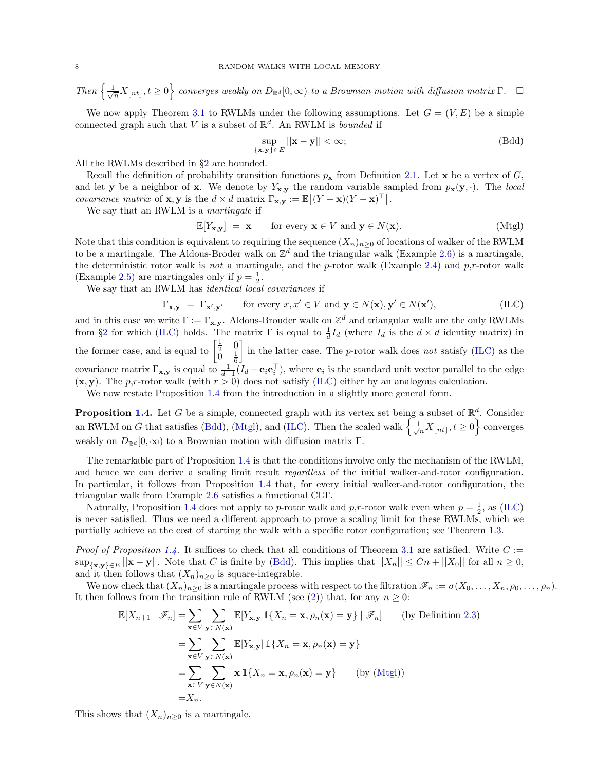*Then* $\left\{\frac{1}{\sqrt{n}}X_{\lfloor nt\rfloor}, t \geq 0\right\}$ *converges weakly on* $D_{\mathbb{R}^d}[0,\infty)$ *to a Brownian motion with diffusion matrix* $\Gamma$. $\square$

We now apply Theorem 3.1 to RWLMs under the following assumptions. Let $G = (V, E)$ be a simple connected graph such that $V$ is a subset of $\mathbb{R}^d$. An RWLM is *bounded* if

$$\sup_{\{\mathbf{x},\mathbf{y}\}\in E} ||\mathbf{x}-\mathbf{y}|| < \infty; \tag{Bdd}$$

All the RWLMs described in §2 are bounded.

Recall the definition of probability transition functions $p_{\mathbf{x}}$ from Definition 2.1. Let $\mathbf{x}$ be a vertex of $G$, and let $\mathbf{y}$ be a neighbor of $\mathbf{x}$. We denote by $Y_{\mathbf{x},\mathbf{y}}$ the random variable sampled from $p_{\mathbf{x}}(\mathbf{y},\cdot)$. The *local covariance matrix* of $\mathbf{x},\mathbf{y}$ is the $d\times d$ matrix $\Gamma_{\mathbf{x},\mathbf{y}} := \mathbb{E}\big[(Y-\mathbf{x})(Y-\mathbf{x})^\top\big]$.

We say that an RWLM is a *martingale* if

$$\mathbb{E}[Y_{\mathbf{x},\mathbf{y}}] \;=\; \mathbf{x} \qquad \text{for every } \mathbf{x}\in V \text{ and } \mathbf{y}\in N(\mathbf{x}). \tag{Mtgl}$$

Note that this condition is equivalent to requiring the sequence $(X_n)_{n\geq 0}$ of locations of walker of the RWLM to be a martingale. The Aldous-Broder walk on $\mathbb{Z}^d$ and the triangular walk (Example 2.6) is a martingale, the deterministic rotor walk is *not* a martingale, and the $p$-rotor walk (Example 2.4) and $p,r$-rotor walk (Example 2.5) are martingales only if $p=\frac{1}{2}$.

We say that an RWLM has *identical local covariances* if

$$\Gamma_{\mathbf{x},\mathbf{y}} \;=\; \Gamma_{\mathbf{x}',\mathbf{y}'} \qquad \text{for every } x,x'\in V \text{ and } \mathbf{y}\in N(\mathbf{x}), \mathbf{y}'\in N(\mathbf{x}'), \tag{ILC}$$

and in this case we write $\Gamma := \Gamma_{\mathbf{x},\mathbf{y}}$. Aldous-Brouder walk on $\mathbb{Z}^d$ and triangular walk are the only RWLMs from §2 for which (ILC) holds. The matrix $\Gamma$ is equal to $\frac{1}{d}I_d$ (where $I_d$ is the $d\times d$ identity matrix) in the former case, and is equal to $\begin{bmatrix}\frac{1}{2} & 0\\ 0 & \frac{1}{6}\end{bmatrix}$ in the latter case. The $p$-rotor walk does *not* satisfy (ILC) as the covariance matrix $\Gamma_{\mathbf{x},\mathbf{y}}$ is equal to $\frac{1}{d-1}(I_d - \mathbf{e}_i\mathbf{e}_i^\top)$, where $\mathbf{e}_i$ is the standard unit vector parallel to the edge $(\mathbf{x},\mathbf{y})$. The $p,r$-rotor walk (with $r>0$) does not satisfy (ILC) either by an analogous calculation.

We now restate Proposition 1.4 from the introduction in a slightly more general form.

**Proposition 1.4.** Let $G$ be a simple, connected graph with its vertex set being a subset of $\mathbb{R}^d$. Consider an RWLM on $G$ that satisfies (Bdd), (Mtgl), and (ILC). Then the scaled walk $\left\{\frac{1}{\sqrt{n}}X_{\lfloor nt\rfloor}, t\geq 0\right\}$ converges weakly on $D_{\mathbb{R}^d}[0,\infty)$ to a Brownian motion with diffusion matrix $\Gamma$.

The remarkable part of Proposition 1.4 is that the conditions involve only the mechanism of the RWLM, and hence we can derive a scaling limit result *regardless* of the initial walker-and-rotor configuration. In particular, it follows from Proposition 1.4 that, for every initial walker-and-rotor configuration, the triangular walk from Example 2.6 satisfies a functional CLT.

Naturally, Proposition 1.4 does not apply to $p$-rotor walk and $p,r$-rotor walk even when $p=\frac{1}{2}$, as (ILC) is never satisfied. Thus we need a different approach to prove a scaling limit for these RWLMs, which we partially achieve at the cost of starting the walk with a specific rotor configuration; see Theorem 1.3.

*Proof of Proposition 1.4.* It suffices to check that all conditions of Theorem 3.1 are satisfied. Write $C := \sup_{\{\mathbf{x},\mathbf{y}\}\in E}||\mathbf{x}-\mathbf{y}||$. Note that $C$ is finite by (Bdd). This implies that $||X_n|| \leq Cn + ||X_0||$ for all $n\geq 0$, and it then follows that $(X_n)_{n\geq 0}$ is square-integrable.

We now check that $(X_n)_{n\geq 0}$ is a martingale process with respect to the filtration $\mathscr{F}_n := \sigma(X_0,\ldots,X_n,\rho_0,\ldots,\rho_n)$. It then follows from the transition rule of RWLM (see (2)) that, for any $n\geq 0$:

$$\begin{aligned}
\mathbb{E}[X_{n+1}\mid \mathscr{F}_n] &= \sum_{\mathbf{x}\in V}\sum_{\mathbf{y}\in N(\mathbf{x})} \mathbb{E}[Y_{\mathbf{x},\mathbf{y}}\,\mathbb{1}\{X_n=\mathbf{x},\rho_n(\mathbf{x})=\mathbf{y}\}\mid \mathscr{F}_n] \qquad \text{(by Definition 2.3)}\\
&= \sum_{\mathbf{x}\in V}\sum_{\mathbf{y}\in N(\mathbf{x})} \mathbb{E}[Y_{\mathbf{x},\mathbf{y}}]\,\mathbb{1}\{X_n=\mathbf{x},\rho_n(\mathbf{x})=\mathbf{y}\}\\
&= \sum_{\mathbf{x}\in V}\sum_{\mathbf{y}\in N(\mathbf{x})} \mathbf{x}\,\mathbb{1}\{X_n=\mathbf{x},\rho_n(\mathbf{x})=\mathbf{y}\} \qquad \text{(by (Mtgl))}\\
&= X_n.
\end{aligned}$$

This shows that $(X_n)_{n\geq 0}$ is a martingale.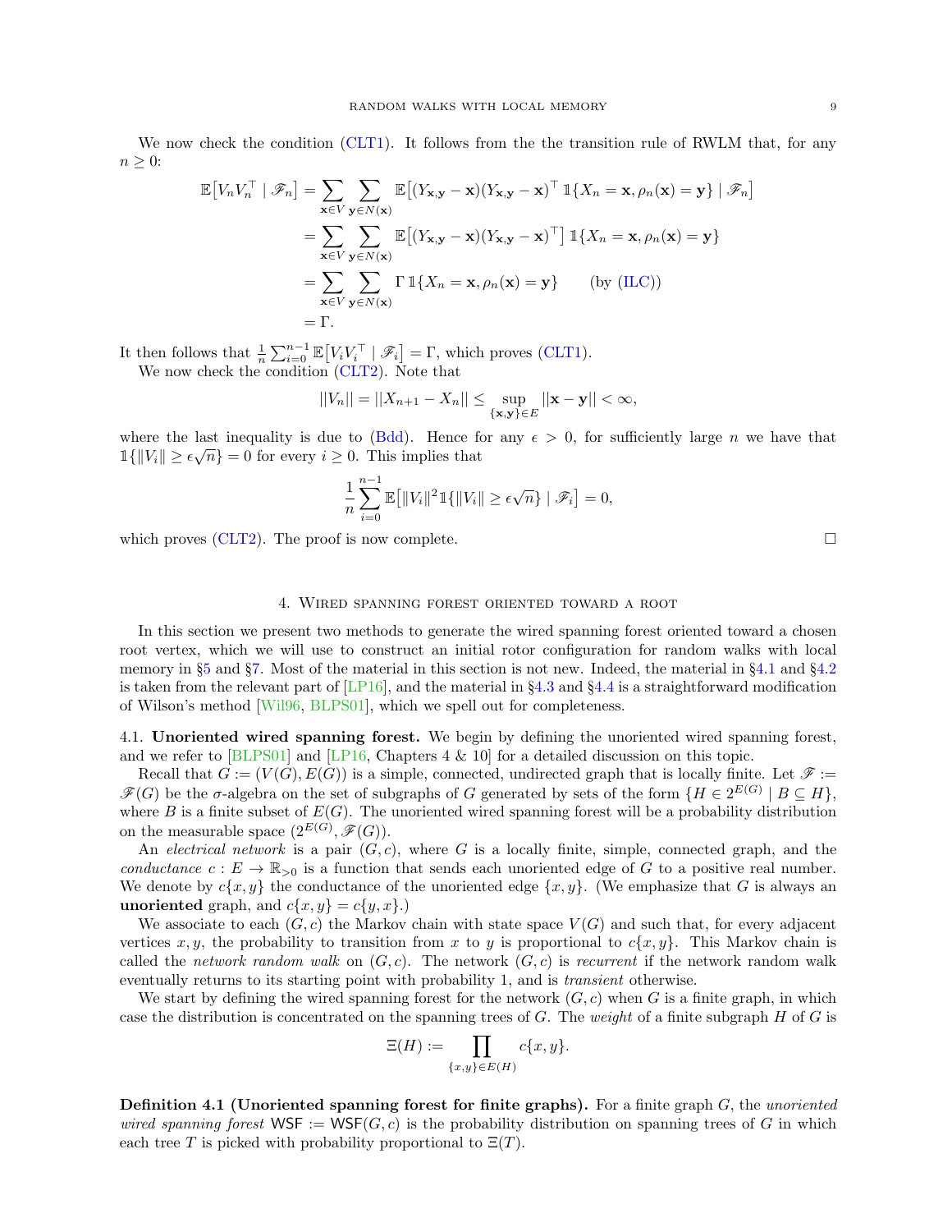We now check the condition (CLT1). It follows from the the transition rule of RWLM that, for any $n \geq 0$:

$$\begin{aligned}
\mathbb{E}\big[V_n V_n^\top \mid \mathscr{F}_n\big] &= \sum_{\mathbf{x} \in V} \sum_{\mathbf{y} \in N(\mathbf{x})} \mathbb{E}\big[(Y_{\mathbf{x},\mathbf{y}} - \mathbf{x})(Y_{\mathbf{x},\mathbf{y}} - \mathbf{x})^\top \, \mathbb{1}\{X_n = \mathbf{x}, \rho_n(\mathbf{x}) = \mathbf{y}\} \mid \mathscr{F}_n\big] \\
&= \sum_{\mathbf{x} \in V} \sum_{\mathbf{y} \in N(\mathbf{x})} \mathbb{E}\big[(Y_{\mathbf{x},\mathbf{y}} - \mathbf{x})(Y_{\mathbf{x},\mathbf{y}} - \mathbf{x})^\top\big] \, \mathbb{1}\{X_n = \mathbf{x}, \rho_n(\mathbf{x}) = \mathbf{y}\} \\
&= \sum_{\mathbf{x} \in V} \sum_{\mathbf{y} \in N(\mathbf{x})} \Gamma \, \mathbb{1}\{X_n = \mathbf{x}, \rho_n(\mathbf{x}) = \mathbf{y}\} \qquad \text{(by (ILC))} \\
&= \Gamma.
\end{aligned}$$

It then follows that $\frac{1}{n}\sum_{i=0}^{n-1} \mathbb{E}\big[V_i V_i^\top \mid \mathscr{F}_i\big] = \Gamma$, which proves (CLT1).

We now check the condition (CLT2). Note that

$$||V_n|| = ||X_{n+1} - X_n|| \leq \sup_{\{\mathbf{x},\mathbf{y}\} \in E} ||\mathbf{x} - \mathbf{y}|| < \infty,$$

where the last inequality is due to (Bdd). Hence for any $\epsilon > 0$, for sufficiently large $n$ we have that $\mathbb{1}\{\|V_i\| \geq \epsilon\sqrt{n}\} = 0$ for every $i \geq 0$. This implies that

$$\frac{1}{n}\sum_{i=0}^{n-1} \mathbb{E}\big[\|V_i\|^2 \mathbb{1}\{\|V_i\| \geq \epsilon\sqrt{n}\} \mid \mathscr{F}_i\big] = 0,$$

which proves (CLT2). The proof is now complete. □

## 4. Wired spanning forest oriented toward a root

In this section we present two methods to generate the wired spanning forest oriented toward a chosen root vertex, which we will use to construct an initial rotor configuration for random walks with local memory in §5 and §7. Most of the material in this section is not new. Indeed, the material in §4.1 and §4.2 is taken from the relevant part of [LP16], and the material in §4.3 and §4.4 is a straightforward modification of Wilson's method [Wil96, BLPS01], which we spell out for completeness.

4.1. **Unoriented wired spanning forest.** We begin by defining the unoriented wired spanning forest, and we refer to [BLPS01] and [LP16, Chapters 4 & 10] for a detailed discussion on this topic.

Recall that $G := (V(G), E(G))$ is a simple, connected, undirected graph that is locally finite. Let $\mathscr{F} := \mathscr{F}(G)$ be the $\sigma$-algebra on the set of subgraphs of $G$ generated by sets of the form $\{H \in 2^{E(G)} \mid B \subseteq H\}$, where $B$ is a finite subset of $E(G)$. The unoriented wired spanning forest will be a probability distribution on the measurable space $(2^{E(G)}, \mathscr{F}(G))$.

An *electrical network* is a pair $(G, c)$, where $G$ is a locally finite, simple, connected graph, and the *conductance* $c : E \to \mathbb{R}_{>0}$ is a function that sends each unoriented edge of $G$ to a positive real number. We denote by $c\{x, y\}$ the conductance of the unoriented edge $\{x, y\}$. (We emphasize that $G$ is always an **unoriented** graph, and $c\{x, y\} = c\{y, x\}$.)

We associate to each $(G, c)$ the Markov chain with state space $V(G)$ and such that, for every adjacent vertices $x, y$, the probability to transition from $x$ to $y$ is proportional to $c\{x, y\}$. This Markov chain is called the *network random walk* on $(G, c)$. The network $(G, c)$ is *recurrent* if the network random walk eventually returns to its starting point with probability 1, and is *transient* otherwise.

We start by defining the wired spanning forest for the network $(G, c)$ when $G$ is a finite graph, in which case the distribution is concentrated on the spanning trees of $G$. The *weight* of a finite subgraph $H$ of $G$ is

$$\Xi(H) := \prod_{\{x,y\} \in E(H)} c\{x, y\}.$$

**Definition 4.1 (Unoriented spanning forest for finite graphs).** For a finite graph $G$, the *unoriented wired spanning forest* $\mathsf{WSF} := \mathsf{WSF}(G, c)$ is the probability distribution on spanning trees of $G$ in which each tree $T$ is picked with probability proportional to $\Xi(T)$.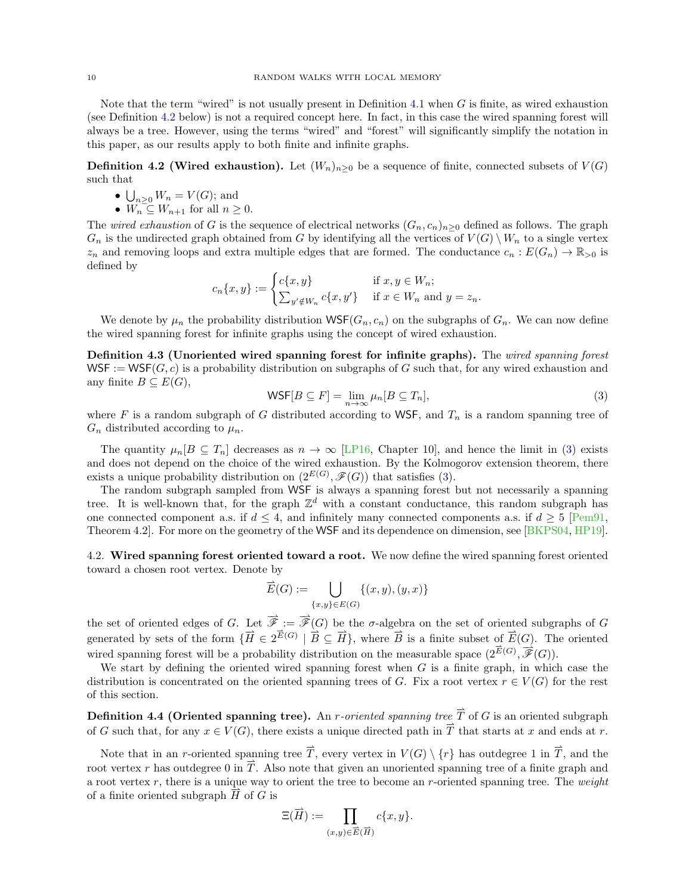Note that the term "wired" is not usually present in Definition 4.1 when $G$ is finite, as wired exhaustion (see Definition 4.2 below) is not a required concept here. In fact, in this case the wired spanning forest will always be a tree. However, using the terms "wired" and "forest" will significantly simplify the notation in this paper, as our results apply to both finite and infinite graphs.

**Definition 4.2 (Wired exhaustion).** Let $(W_n)_{n\geq 0}$ be a sequence of finite, connected subsets of $V(G)$ such that

- $\bigcup_{n\geq 0} W_n = V(G)$; and
- $W_n \subseteq W_{n+1}$ for all $n \geq 0$.

The *wired exhaustion* of $G$ is the sequence of electrical networks $(G_n, c_n)_{n\geq 0}$ defined as follows. The graph $G_n$ is the undirected graph obtained from $G$ by identifying all the vertices of $V(G)\setminus W_n$ to a single vertex $z_n$ and removing loops and extra multiple edges that are formed. The conductance $c_n : E(G_n) \to \mathbb{R}_{>0}$ is defined by

$$c_n\{x,y\} := \begin{cases} c\{x,y\} & \text{if } x, y \in W_n; \\ \sum_{y'\notin W_n} c\{x,y'\} & \text{if } x \in W_n \text{ and } y = z_n. \end{cases}$$

We denote by $\mu_n$ the probability distribution $\mathsf{WSF}(G_n, c_n)$ on the subgraphs of $G_n$. We can now define the wired spanning forest for infinite graphs using the concept of wired exhaustion.

**Definition 4.3 (Unoriented wired spanning forest for infinite graphs).** The *wired spanning forest* $\mathsf{WSF} := \mathsf{WSF}(G,c)$ is a probability distribution on subgraphs of $G$ such that, for any wired exhaustion and any finite $B \subseteq E(G)$,

$$\mathsf{WSF}[B \subseteq F] = \lim_{n\to\infty} \mu_n[B \subseteq T_n], \tag{3}$$

where $F$ is a random subgraph of $G$ distributed according to $\mathsf{WSF}$, and $T_n$ is a random spanning tree of $G_n$ distributed according to $\mu_n$.

The quantity $\mu_n[B \subseteq T_n]$ decreases as $n \to \infty$ [LP16, Chapter 10], and hence the limit in (3) exists and does not depend on the choice of the wired exhaustion. By the Kolmogorov extension theorem, there exists a unique probability distribution on $(2^{E(G)}, \mathscr{F}(G))$ that satisfies (3).

The random subgraph sampled from $\mathsf{WSF}$ is always a spanning forest but not necessarily a spanning tree. It is well-known that, for the graph $\mathbb{Z}^d$ with a constant conductance, this random subgraph has one connected component a.s. if $d \leq 4$, and infinitely many connected components a.s. if $d \geq 5$ [Pem91, Theorem 4.2]. For more on the geometry of the $\mathsf{WSF}$ and its dependence on dimension, see [BKPS04, HP19].

## 4.2. Wired spanning forest oriented toward a root.

We now define the wired spanning forest oriented toward a chosen root vertex. Denote by

$$\overrightarrow{E}(G) := \bigcup_{\{x,y\}\in E(G)} \{(x,y),(y,x)\}$$

the set of oriented edges of $G$. Let $\overrightarrow{\mathscr{F}} := \overrightarrow{\mathscr{F}}(G)$ be the $\sigma$-algebra on the set of oriented subgraphs of $G$ generated by sets of the form $\{\overrightarrow{H} \in 2^{\overrightarrow{E}(G)} \mid \overrightarrow{B} \subseteq \overrightarrow{H}\}$, where $\overrightarrow{B}$ is a finite subset of $\overrightarrow{E}(G)$. The oriented wired spanning forest will be a probability distribution on the measurable space $(2^{\overrightarrow{E}(G)}, \overrightarrow{\mathscr{F}}(G))$.

We start by defining the oriented wired spanning forest when $G$ is a finite graph, in which case the distribution is concentrated on the oriented spanning trees of $G$. Fix a root vertex $r \in V(G)$ for the rest of this section.

**Definition 4.4 (Oriented spanning tree).** An *$r$-oriented spanning tree* $\overrightarrow{T}$ of $G$ is an oriented subgraph of $G$ such that, for any $x \in V(G)$, there exists a unique directed path in $\overrightarrow{T}$ that starts at $x$ and ends at $r$.

Note that in an $r$-oriented spanning tree $\overrightarrow{T}$, every vertex in $V(G)\setminus\{r\}$ has outdegree 1 in $\overrightarrow{T}$, and the root vertex $r$ has outdegree 0 in $\overrightarrow{T}$. Also note that given an unoriented spanning tree of a finite graph and a root vertex $r$, there is a unique way to orient the tree to become an $r$-oriented spanning tree. The *weight* of a finite oriented subgraph $\overrightarrow{H}$ of $G$ is

$$\Xi(\overrightarrow{H}) := \prod_{(x,y)\in\overrightarrow{E}(\overrightarrow{H})} c\{x,y\}.$$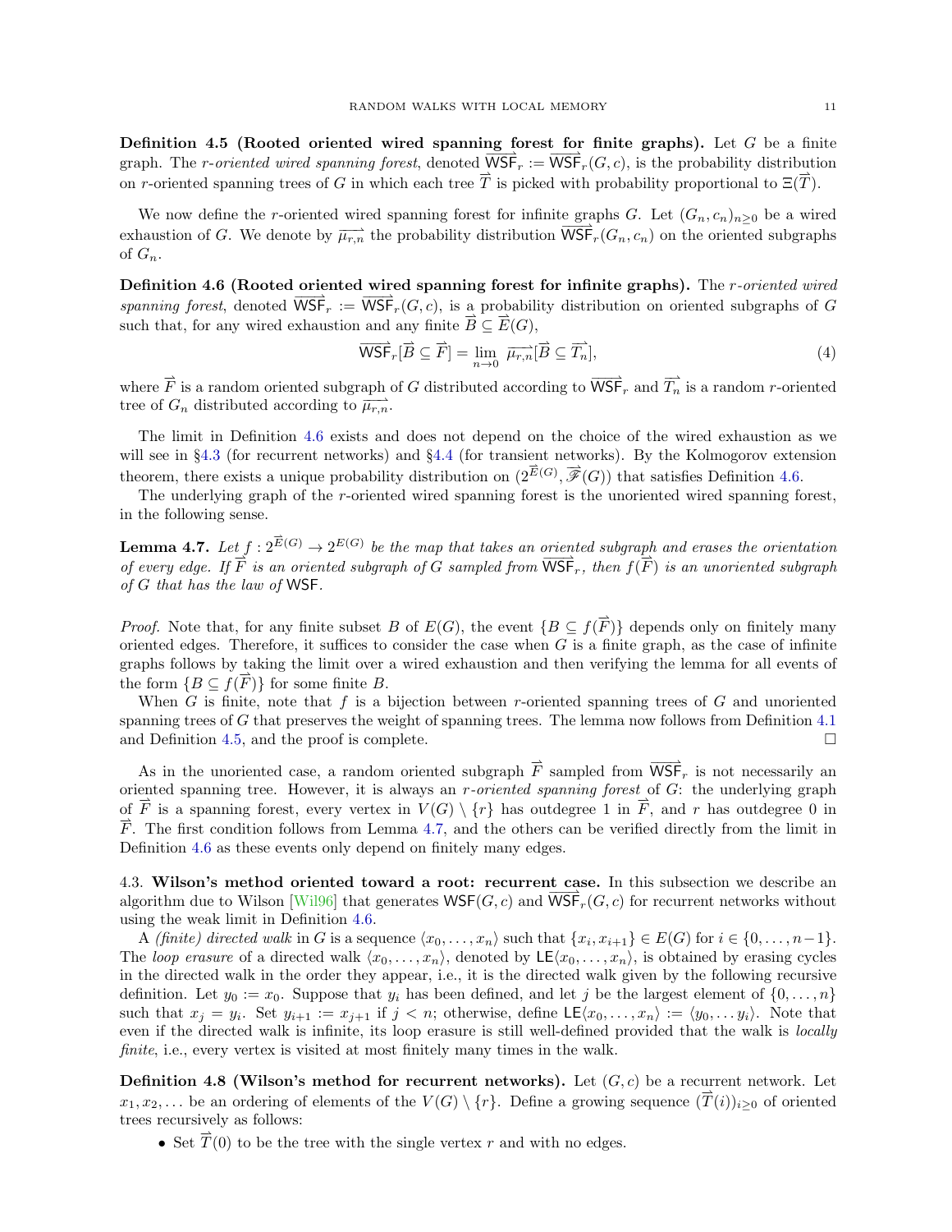**Definition 4.5 (Rooted oriented wired spanning forest for finite graphs).** Let $G$ be a finite graph. The *r-oriented wired spanning forest*, denoted $\overrightarrow{\mathsf{WSF}}_r := \overrightarrow{\mathsf{WSF}}_r(G,c)$, is the probability distribution on $r$-oriented spanning trees of $G$ in which each tree $\overrightarrow{T}$ is picked with probability proportional to $\Xi(\overrightarrow{T})$.

We now define the $r$-oriented wired spanning forest for infinite graphs $G$. Let $(G_n, c_n)_{n\geq 0}$ be a wired exhaustion of $G$. We denote by $\overrightarrow{\mu_{r,n}}$ the probability distribution $\overrightarrow{\mathsf{WSF}}_r(G_n, c_n)$ on the oriented subgraphs of $G_n$.

**Definition 4.6 (Rooted oriented wired spanning forest for infinite graphs).** The *r-oriented wired spanning forest*, denoted $\overrightarrow{\mathsf{WSF}}_r := \overrightarrow{\mathsf{WSF}}_r(G,c)$, is a probability distribution on oriented subgraphs of $G$ such that, for any wired exhaustion and any finite $\overrightarrow{B} \subseteq \overrightarrow{E}(G)$,

$$\overrightarrow{\mathsf{WSF}}_r[\overrightarrow{B} \subseteq \overrightarrow{F}] = \lim_{n\to 0} \overrightarrow{\mu_{r,n}}[\overrightarrow{B} \subseteq \overrightarrow{T_n}], \tag{4}$$

where $\overrightarrow{F}$ is a random oriented subgraph of $G$ distributed according to $\overrightarrow{\mathsf{WSF}}_r$ and $\overrightarrow{T_n}$ is a random $r$-oriented tree of $G_n$ distributed according to $\overrightarrow{\mu_{r,n}}$.

The limit in Definition 4.6 exists and does not depend on the choice of the wired exhaustion as we will see in §4.3 (for recurrent networks) and §4.4 (for transient networks). By the Kolmogorov extension theorem, there exists a unique probability distribution on $(2^{\overrightarrow{E}(G)}, \overrightarrow{\mathscr{F}}(G))$ that satisfies Definition 4.6.

The underlying graph of the $r$-oriented wired spanning forest is the unoriented wired spanning forest, in the following sense.

**Lemma 4.7.** *Let $f : 2^{\overrightarrow{E}(G)} \to 2^{E(G)}$ be the map that takes an oriented subgraph and erases the orientation of every edge. If $\overrightarrow{F}$ is an oriented subgraph of $G$ sampled from $\overrightarrow{\mathsf{WSF}}_r$, then $f(\overrightarrow{F})$ is an unoriented subgraph of $G$ that has the law of* $\mathsf{WSF}$.

*Proof.* Note that, for any finite subset $B$ of $E(G)$, the event $\{B \subseteq f(\overrightarrow{F})\}$ depends only on finitely many oriented edges. Therefore, it suffices to consider the case when $G$ is a finite graph, as the case of infinite graphs follows by taking the limit over a wired exhaustion and then verifying the lemma for all events of the form $\{B \subseteq f(\overrightarrow{F})\}$ for some finite $B$.

When $G$ is finite, note that $f$ is a bijection between $r$-oriented spanning trees of $G$ and unoriented spanning trees of $G$ that preserves the weight of spanning trees. The lemma now follows from Definition 4.1 and Definition 4.5, and the proof is complete. $\square$

As in the unoriented case, a random oriented subgraph $\overrightarrow{F}$ sampled from $\overrightarrow{\mathsf{WSF}}_r$ is not necessarily an oriented spanning tree. However, it is always an *r-oriented spanning forest* of $G$: the underlying graph of $\overrightarrow{F}$ is a spanning forest, every vertex in $V(G)\setminus\{r\}$ has outdegree 1 in $\overrightarrow{F}$, and $r$ has outdegree 0 in $\overrightarrow{F}$. The first condition follows from Lemma 4.7, and the others can be verified directly from the limit in Definition 4.6 as these events only depend on finitely many edges.

4.3. **Wilson's method oriented toward a root: recurrent case.** In this subsection we describe an algorithm due to Wilson [Wil96] that generates $\mathsf{WSF}(G,c)$ and $\overrightarrow{\mathsf{WSF}}_r(G,c)$ for recurrent networks without using the weak limit in Definition 4.6.

A *(finite) directed walk* in $G$ is a sequence $\langle x_0,\dots,x_n\rangle$ such that $\{x_i, x_{i+1}\} \in E(G)$ for $i \in \{0,\dots,n-1\}$. The *loop erasure* of a directed walk $\langle x_0,\dots,x_n\rangle$, denoted by $\mathsf{LE}\langle x_0,\dots,x_n\rangle$, is obtained by erasing cycles in the directed walk in the order they appear, i.e., it is the directed walk given by the following recursive definition. Let $y_0 := x_0$. Suppose that $y_i$ has been defined, and let $j$ be the largest element of $\{0,\dots,n\}$ such that $x_j = y_i$. Set $y_{i+1} := x_{j+1}$ if $j < n$; otherwise, define $\mathsf{LE}\langle x_0,\dots,x_n\rangle := \langle y_0,\dots y_i\rangle$. Note that even if the directed walk is infinite, its loop erasure is still well-defined provided that the walk is *locally finite*, i.e., every vertex is visited at most finitely many times in the walk.

**Definition 4.8 (Wilson's method for recurrent networks).** Let $(G,c)$ be a recurrent network. Let $x_1, x_2, \dots$ be an ordering of elements of the $V(G)\setminus\{r\}$. Define a growing sequence $(\overrightarrow{T}(i))_{i\geq 0}$ of oriented trees recursively as follows:

- Set $\overrightarrow{T}(0)$ to be the tree with the single vertex $r$ and with no edges.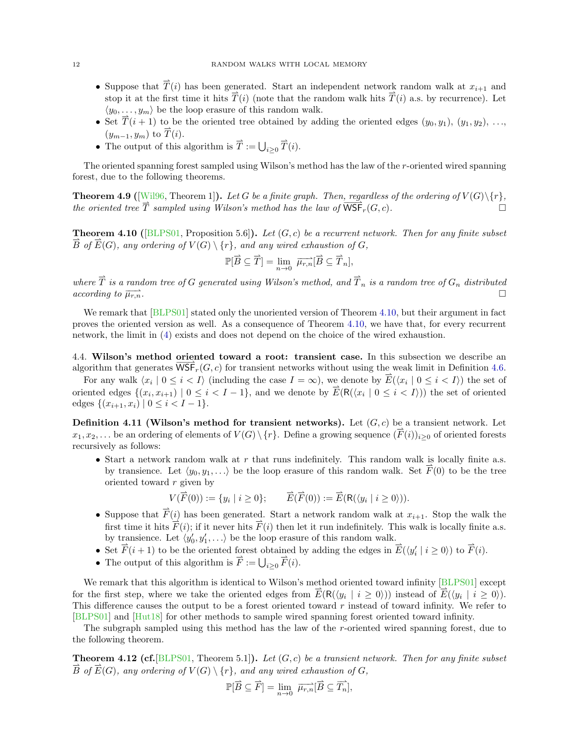- Suppose that $\overrightarrow{T}(i)$ has been generated. Start an independent network random walk at $x_{i+1}$ and stop it at the first time it hits $\overrightarrow{T}(i)$ (note that the random walk hits $\overrightarrow{T}(i)$ a.s. by recurrence). Let $\langle y_0, \ldots, y_m \rangle$ be the loop erasure of this random walk.
- Set $\overrightarrow{T}(i+1)$ to be the oriented tree obtained by adding the oriented edges $(y_0, y_1)$, $(y_1, y_2)$, $\ldots$, $(y_{m-1}, y_m)$ to $\overrightarrow{T}(i)$.
- The output of this algorithm is $\overrightarrow{T} := \bigcup_{i \geq 0} \overrightarrow{T}(i)$.

The oriented spanning forest sampled using Wilson's method has the law of the $r$-oriented wired spanning forest, due to the following theorems.

**Theorem 4.9 ([Wil96, Theorem 1]).** *Let $G$ be a finite graph. Then, regardless of the ordering of $V(G) \setminus \{r\}$, the oriented tree $\overrightarrow{T}$ sampled using Wilson's method has the law of $\overrightarrow{\mathsf{WSF}}_r(G, c)$.* □

**Theorem 4.10 ([BLPS01, Proposition 5.6]).** *Let $(G, c)$ be a recurrent network. Then for any finite subset $\overrightarrow{B}$ of $\overrightarrow{E}(G)$, any ordering of $V(G) \setminus \{r\}$, and any wired exhaustion of $G$,*

$$\mathbb{P}[\overrightarrow{B} \subseteq \overrightarrow{T}] = \lim_{n \to 0} \overrightarrow{\mu_{r,n}}[\overrightarrow{B} \subseteq \overrightarrow{T}_n],$$

*where $\overrightarrow{T}$ is a random tree of $G$ generated using Wilson's method, and $\overrightarrow{T}_n$ is a random tree of $G_n$ distributed according to $\overrightarrow{\mu_{r,n}}$.* □

We remark that [BLPS01] stated only the unoriented version of Theorem 4.10, but their argument in fact proves the oriented version as well. As a consequence of Theorem 4.10, we have that, for every recurrent network, the limit in (4) exists and does not depend on the choice of the wired exhaustion.

4.4. **Wilson's method oriented toward a root: transient case.** In this subsection we describe an algorithm that generates $\overrightarrow{\mathsf{WSF}}_r(G, c)$ for transient networks without using the weak limit in Definition 4.6.

For any walk $\langle x_i \mid 0 \leq i < I \rangle$ (including the case $I = \infty$), we denote by $\overrightarrow{E}(\langle x_i \mid 0 \leq i < I \rangle)$ the set of oriented edges $\{(x_i, x_{i+1}) \mid 0 \leq i < I - 1\}$, and we denote by $\overrightarrow{E}(\mathsf{R}(\langle x_i \mid 0 \leq i < I \rangle))$ the set of oriented edges $\{(x_{i+1}, x_i) \mid 0 \leq i < I - 1\}$.

**Definition 4.11 (Wilson's method for transient networks).** Let $(G, c)$ be a transient network. Let $x_1, x_2, \ldots$ be an ordering of elements of $V(G) \setminus \{r\}$. Define a growing sequence $(\overrightarrow{F}(i))_{i \geq 0}$ of oriented forests recursively as follows:

- Start a network random walk at $r$ that runs indefinitely. This random walk is locally finite a.s. by transience. Let $\langle y_0, y_1, \ldots \rangle$ be the loop erasure of this random walk. Set $\overrightarrow{F}(0)$ to be the tree oriented toward $r$ given by

$$V(\overrightarrow{F}(0)) := \{y_i \mid i \geq 0\}; \qquad \overrightarrow{E}(\overrightarrow{F}(0)) := \overrightarrow{E}(\mathsf{R}(\langle y_i \mid i \geq 0 \rangle)).$$

- Suppose that $\overrightarrow{F}(i)$ has been generated. Start a network random walk at $x_{i+1}$. Stop the walk the first time it hits $\overrightarrow{F}(i)$; if it never hits $\overrightarrow{F}(i)$ then let it run indefinitely. This walk is locally finite a.s. by transience. Let $\langle y'_0, y'_1, \ldots \rangle$ be the loop erasure of this random walk.
- Set $\overrightarrow{F}(i+1)$ to be the oriented forest obtained by adding the edges in $\overrightarrow{E}(\langle y'_i \mid i \geq 0 \rangle)$ to $\overrightarrow{F}(i)$.
- The output of this algorithm is $\overrightarrow{F} := \bigcup_{i \geq 0} \overrightarrow{F}(i)$.

We remark that this algorithm is identical to Wilson's method oriented toward infinity [BLPS01] except for the first step, where we take the oriented edges from $\overrightarrow{E}(\mathsf{R}(\langle y_i \mid i \geq 0 \rangle))$ instead of $\overrightarrow{E}(\langle y_i \mid i \geq 0 \rangle)$. This difference causes the output to be a forest oriented toward $r$ instead of toward infinity. We refer to [BLPS01] and [Hut18] for other methods to sample wired spanning forest oriented toward infinity.

The subgraph sampled using this method has the law of the $r$-oriented wired spanning forest, due to the following theorem.

**Theorem 4.12 (cf.[BLPS01, Theorem 5.1]).** *Let $(G, c)$ be a transient network. Then for any finite subset $\overrightarrow{B}$ of $\overrightarrow{E}(G)$, any ordering of $V(G) \setminus \{r\}$, and any wired exhaustion of $G$,*

$$\mathbb{P}[\overrightarrow{B} \subseteq \overrightarrow{F}] = \lim_{n \to 0} \overrightarrow{\mu_{r,n}}[\overrightarrow{B} \subseteq \overrightarrow{T_n}],$$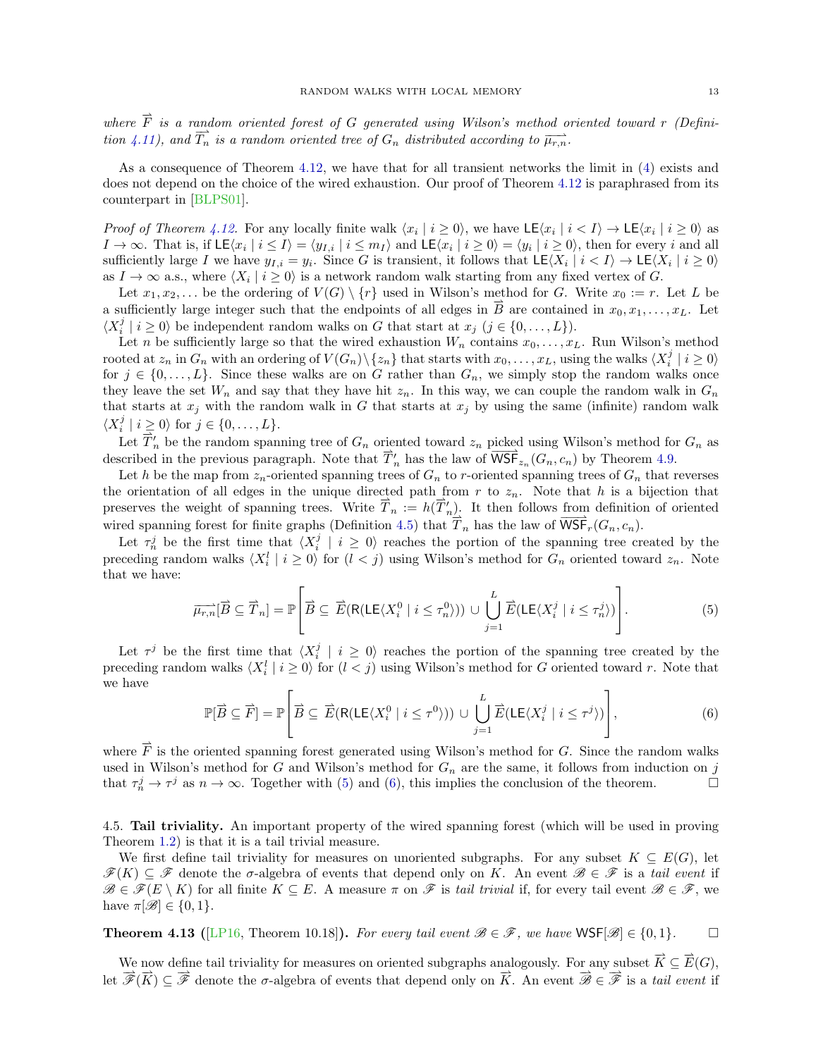*where $\overrightarrow{F}$ is a random oriented forest of $G$ generated using Wilson's method oriented toward $r$ (Definition 4.11), and $\overrightarrow{T}_n$ is a random oriented tree of $G_n$ distributed according to $\overrightarrow{\mu_{r,n}}$.*

As a consequence of Theorem 4.12, we have that for all transient networks the limit in (4) exists and does not depend on the choice of the wired exhaustion. Our proof of Theorem 4.12 is paraphrased from its counterpart in [BLPS01].

*Proof of Theorem 4.12.* For any locally finite walk $\langle x_i \mid i \geq 0 \rangle$, we have $\mathsf{LE}\langle x_i \mid i < I \rangle \to \mathsf{LE}\langle x_i \mid i \geq 0 \rangle$ as $I \to \infty$. That is, if $\mathsf{LE}\langle x_i \mid i \leq I \rangle = \langle y_{I,i} \mid i \leq m_I \rangle$ and $\mathsf{LE}\langle x_i \mid i \geq 0 \rangle = \langle y_i \mid i \geq 0 \rangle$, then for every $i$ and all sufficiently large $I$ we have $y_{I,i} = y_i$. Since $G$ is transient, it follows that $\mathsf{LE}\langle X_i \mid i < I \rangle \to \mathsf{LE}\langle X_i \mid i \geq 0 \rangle$ as $I \to \infty$ a.s., where $\langle X_i \mid i \geq 0 \rangle$ is a network random walk starting from any fixed vertex of $G$.

Let $x_1, x_2, \ldots$ be the ordering of $V(G) \setminus \{r\}$ used in Wilson's method for $G$. Write $x_0 := r$. Let $L$ be a sufficiently large integer such that the endpoints of all edges in $\overrightarrow{B}$ are contained in $x_0, x_1, \ldots, x_L$. Let $\langle X_i^j \mid i \geq 0 \rangle$ be independent random walks on $G$ that start at $x_j$ ($j \in \{0, \ldots, L\}$).

Let $n$ be sufficiently large so that the wired exhaustion $W_n$ contains $x_0, \ldots, x_L$. Run Wilson's method rooted at $z_n$ in $G_n$ with an ordering of $V(G_n) \setminus \{z_n\}$ that starts with $x_0, \ldots, x_L$, using the walks $\langle X_i^j \mid i \geq 0 \rangle$ for $j \in \{0, \ldots, L\}$. Since these walks are on $G$ rather than $G_n$, we simply stop the random walks once they leave the set $W_n$ and say that they have hit $z_n$. In this way, we can couple the random walk in $G_n$ that starts at $x_j$ with the random walk in $G$ that starts at $x_j$ by using the same (infinite) random walk $\langle X_i^j \mid i \geq 0 \rangle$ for $j \in \{0, \ldots, L\}$.

Let $\overrightarrow{T}'_n$ be the random spanning tree of $G_n$ oriented toward $z_n$ picked using Wilson's method for $G_n$ as described in the previous paragraph. Note that $\overrightarrow{T}'_n$ has the law of $\overrightarrow{\mathsf{WSF}}_{z_n}(G_n, c_n)$ by Theorem 4.9.

Let $h$ be the map from $z_n$-oriented spanning trees of $G_n$ to $r$-oriented spanning trees of $G_n$ that reverses the orientation of all edges in the unique directed path from $r$ to $z_n$. Note that $h$ is a bijection that preserves the weight of spanning trees. Write $\overrightarrow{T}_n := h(\overrightarrow{T}'_n)$. It then follows from definition of oriented wired spanning forest for finite graphs (Definition 4.5) that $\overrightarrow{T}_n$ has the law of $\overrightarrow{\mathsf{WSF}}_r(G_n, c_n)$.

Let $\tau_n^j$ be the first time that $\langle X_i^j \mid i \geq 0 \rangle$ reaches the portion of the spanning tree created by the preceding random walks $\langle X_i^l \mid i \geq 0 \rangle$ for $(l < j)$ using Wilson's method for $G_n$ oriented toward $z_n$. Note that we have:

$$\overrightarrow{\mu_{r,n}}[\overrightarrow{B} \subseteq \overrightarrow{T}_n] = \mathbb{P}\left[\overrightarrow{B} \subseteq \overrightarrow{E}(\mathsf{R}(\mathsf{LE}\langle X_i^0 \mid i \leq \tau_n^0 \rangle)) \cup \bigcup_{j=1}^{L} \overrightarrow{E}(\mathsf{LE}\langle X_i^j \mid i \leq \tau_n^j \rangle)\right]. \tag{5}$$

Let $\tau^j$ be the first time that $\langle X_i^j \mid i \geq 0 \rangle$ reaches the portion of the spanning tree created by the preceding random walks $\langle X_i^l \mid i \geq 0 \rangle$ for $(l < j)$ using Wilson's method for $G$ oriented toward $r$. Note that we have

$$\mathbb{P}[\overrightarrow{B} \subseteq \overrightarrow{F}] = \mathbb{P}\left[\overrightarrow{B} \subseteq \overrightarrow{E}(\mathsf{R}(\mathsf{LE}\langle X_i^0 \mid i \leq \tau^0 \rangle)) \cup \bigcup_{j=1}^{L} \overrightarrow{E}(\mathsf{LE}\langle X_i^j \mid i \leq \tau^j \rangle)\right], \tag{6}$$

where $\overrightarrow{F}$ is the oriented spanning forest generated using Wilson's method for $G$. Since the random walks used in Wilson's method for $G$ and Wilson's method for $G_n$ are the same, it follows from induction on $j$ that $\tau_n^j \to \tau^j$ as $n \to \infty$. Together with (5) and (6), this implies the conclusion of the theorem. $\square$

## 4.5. Tail triviality.

An important property of the wired spanning forest (which will be used in proving Theorem 1.2) is that it is a tail trivial measure.

We first define tail triviality for measures on unoriented subgraphs. For any subset $K \subseteq E(G)$, let $\mathscr{F}(K) \subseteq \mathscr{F}$ denote the $\sigma$-algebra of events that depend only on $K$. An event $\mathscr{B} \in \mathscr{F}$ is a *tail event* if $\mathscr{B} \in \mathscr{F}(E \setminus K)$ for all finite $K \subseteq E$. A measure $\pi$ on $\mathscr{F}$ is *tail trivial* if, for every tail event $\mathscr{B} \in \mathscr{F}$, we have $\pi[\mathscr{B}] \in \{0, 1\}$.

**Theorem 4.13** ([LP16, Theorem 10.18])**.** *For every tail event $\mathscr{B} \in \mathscr{F}$, we have $\mathsf{WSF}[\mathscr{B}] \in \{0, 1\}$.* $\square$

We now define tail triviality for measures on oriented subgraphs analogously. For any subset $\overrightarrow{K} \subseteq \overrightarrow{E}(G)$, let $\overrightarrow{\mathscr{F}}(\overrightarrow{K}) \subseteq \overrightarrow{\mathscr{F}}$ denote the $\sigma$-algebra of events that depend only on $\overrightarrow{K}$. An event $\overrightarrow{\mathscr{B}} \in \overrightarrow{\mathscr{F}}$ is a *tail event* if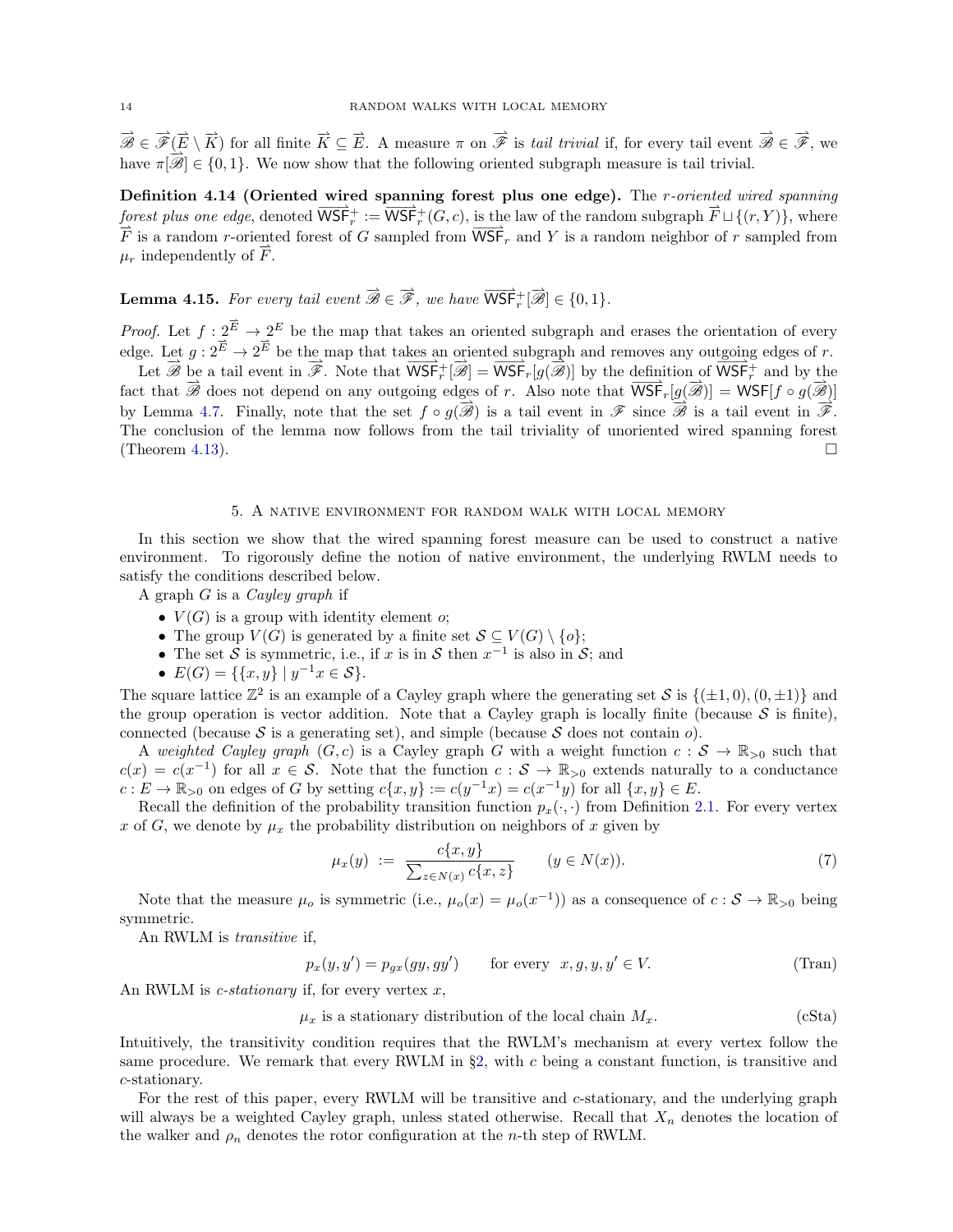$\overrightarrow{\mathscr{B}} \in \overrightarrow{\mathscr{F}}(\overrightarrow{E} \setminus \overrightarrow{K})$ for all finite $\overrightarrow{K} \subseteq \overrightarrow{E}$. A measure $\pi$ on $\overrightarrow{\mathscr{F}}$ is *tail trivial* if, for every tail event $\overrightarrow{\mathscr{B}} \in \overrightarrow{\mathscr{F}}$, we have $\pi[\overrightarrow{\mathscr{B}}] \in \{0,1\}$. We now show that the following oriented subgraph measure is tail trivial.

**Definition 4.14 (Oriented wired spanning forest plus one edge).** The *$r$-oriented wired spanning forest plus one edge*, denoted $\overrightarrow{\mathsf{WSF}}_r^+ := \overrightarrow{\mathsf{WSF}}_r^+(G,c)$, is the law of the random subgraph $\overrightarrow{F} \sqcup \{(r,Y)\}$, where $\overrightarrow{F}$ is a random $r$-oriented forest of $G$ sampled from $\overrightarrow{\mathsf{WSF}}_r$ and $Y$ is a random neighbor of $r$ sampled from $\mu_r$ independently of $\overrightarrow{F}$.

**Lemma 4.15.** *For every tail event $\overrightarrow{\mathscr{B}} \in \overrightarrow{\mathscr{F}}$, we have $\overrightarrow{\mathsf{WSF}}_r^+[\overrightarrow{\mathscr{B}}] \in \{0,1\}$.*

*Proof.* Let $f : 2^{\overrightarrow{E}} \to 2^{E}$ be the map that takes an oriented subgraph and erases the orientation of every edge. Let $g : 2^{\overrightarrow{E}} \to 2^{\overrightarrow{E}}$ be the map that takes an oriented subgraph and removes any outgoing edges of $r$.

Let $\overrightarrow{\mathscr{B}}$ be a tail event in $\overrightarrow{\mathscr{F}}$. Note that $\overrightarrow{\mathsf{WSF}}_r^+[\overrightarrow{\mathscr{B}}] = \overrightarrow{\mathsf{WSF}}_r[g(\overrightarrow{\mathscr{B}})]$ by the definition of $\overrightarrow{\mathsf{WSF}}_r^+$ and by the fact that $\overrightarrow{\mathscr{B}}$ does not depend on any outgoing edges of $r$. Also note that $\overrightarrow{\mathsf{WSF}}_r[g(\overrightarrow{\mathscr{B}})] = \mathsf{WSF}[f \circ g(\overrightarrow{\mathscr{B}})]$ by Lemma 4.7. Finally, note that the set $f \circ g(\overrightarrow{\mathscr{B}})$ is a tail event in $\mathscr{F}$ since $\overrightarrow{\mathscr{B}}$ is a tail event in $\overrightarrow{\mathscr{F}}$. The conclusion of the lemma now follows from the tail triviality of unoriented wired spanning forest (Theorem 4.13). $\square$

## 5. A native environment for random walk with local memory

In this section we show that the wired spanning forest measure can be used to construct a native environment. To rigorously define the notion of native environment, the underlying RWLM needs to satisfy the conditions described below.

A graph $G$ is a *Cayley graph* if

- $V(G)$ is a group with identity element $o$;
- The group $V(G)$ is generated by a finite set $\mathcal{S} \subseteq V(G) \setminus \{o\}$;
- The set $\mathcal{S}$ is symmetric, i.e., if $x$ is in $\mathcal{S}$ then $x^{-1}$ is also in $\mathcal{S}$; and
- $E(G) = \{\{x,y\} \mid y^{-1}x \in \mathcal{S}\}$.

The square lattice $\mathbb{Z}^2$ is an example of a Cayley graph where the generating set $\mathcal{S}$ is $\{(\pm 1, 0), (0, \pm 1)\}$ and the group operation is vector addition. Note that a Cayley graph is locally finite (because $\mathcal{S}$ is finite), connected (because $\mathcal{S}$ is a generating set), and simple (because $\mathcal{S}$ does not contain $o$).

A *weighted Cayley graph* $(G,c)$ is a Cayley graph $G$ with a weight function $c : \mathcal{S} \to \mathbb{R}_{>0}$ such that $c(x) = c(x^{-1})$ for all $x \in \mathcal{S}$. Note that the function $c : \mathcal{S} \to \mathbb{R}_{>0}$ extends naturally to a conductance $c : E \to \mathbb{R}_{>0}$ on edges of $G$ by setting $c\{x,y\} := c(y^{-1}x) = c(x^{-1}y)$ for all $\{x,y\} \in E$.

Recall the definition of the probability transition function $p_x(\cdot,\cdot)$ from Definition 2.1. For every vertex $x$ of $G$, we denote by $\mu_x$ the probability distribution on neighbors of $x$ given by

$$\mu_x(y) \;:=\; \frac{c\{x,y\}}{\sum_{z \in N(x)} c\{x,z\}} \qquad (y \in N(x)). \tag{7}$$

Note that the measure $\mu_o$ is symmetric (i.e., $\mu_o(x) = \mu_o(x^{-1})$) as a consequence of $c : \mathcal{S} \to \mathbb{R}_{>0}$ being symmetric.

An RWLM is *transitive* if,

$$p_x(y,y') = p_{gx}(gy, gy') \qquad \text{for every } \; x,g,y,y' \in V. \tag{Tran}$$

An RWLM is *$c$-stationary* if, for every vertex $x$,

$$\mu_x \text{ is a stationary distribution of the local chain } M_x. \tag{cSta}$$

Intuitively, the transitivity condition requires that the RWLM's mechanism at every vertex follow the same procedure. We remark that every RWLM in §2, with $c$ being a constant function, is transitive and $c$-stationary.

For the rest of this paper, every RWLM will be transitive and $c$-stationary, and the underlying graph will always be a weighted Cayley graph, unless stated otherwise. Recall that $X_n$ denotes the location of the walker and $\rho_n$ denotes the rotor configuration at the $n$-th step of RWLM.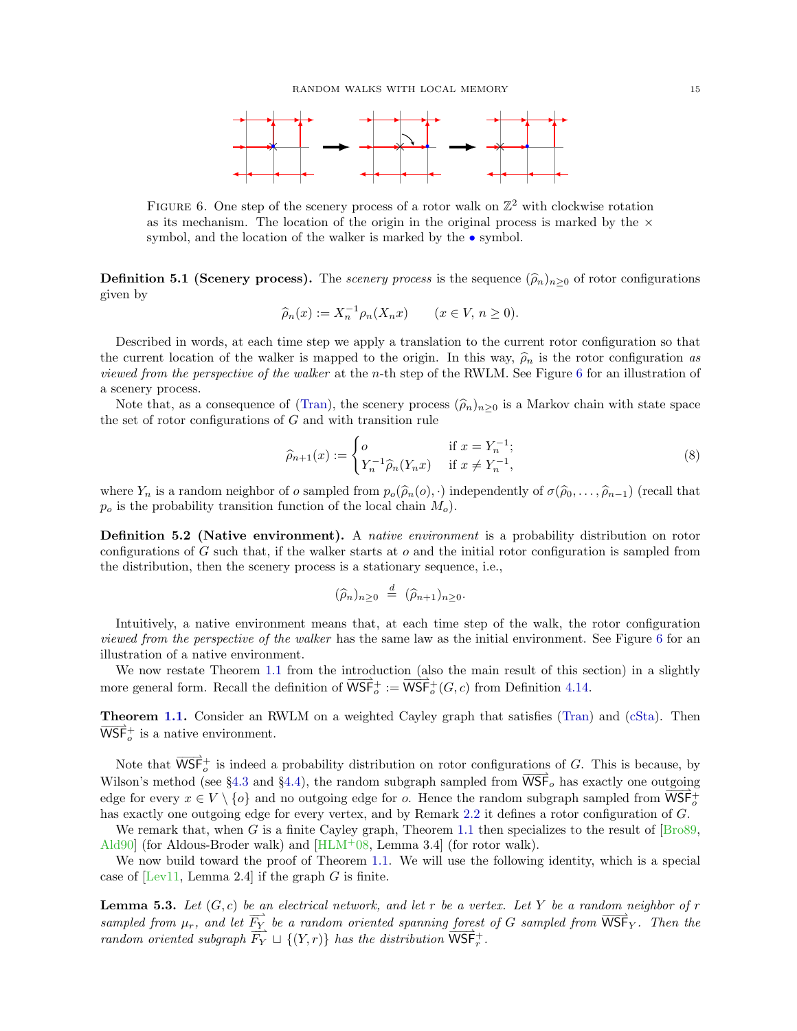FIGURE 6. One step of the scenery process of a rotor walk on $\mathbb{Z}^2$ with clockwise rotation as its mechanism. The location of the origin in the original process is marked by the $\times$ symbol, and the location of the walker is marked by the $\bullet$ symbol.

**Definition 5.1 (Scenery process).** The *scenery process* is the sequence $(\widehat{\rho}_n)_{n\geq 0}$ of rotor configurations given by

$$\widehat{\rho}_n(x) := X_n^{-1}\rho_n(X_n x) \qquad (x \in V,\, n \geq 0).$$

Described in words, at each time step we apply a translation to the current rotor configuration so that the current location of the walker is mapped to the origin. In this way, $\widehat{\rho}_n$ is the rotor configuration *as viewed from the perspective of the walker* at the $n$-th step of the RWLM. See Figure 6 for an illustration of a scenery process.

Note that, as a consequence of (Tran), the scenery process $(\widehat{\rho}_n)_{n\geq 0}$ is a Markov chain with state space the set of rotor configurations of $G$ and with transition rule

$$\widehat{\rho}_{n+1}(x) := \begin{cases} o & \text{if } x = Y_n^{-1}; \\ Y_n^{-1}\widehat{\rho}_n(Y_n x) & \text{if } x \neq Y_n^{-1}, \end{cases} \tag{8}$$

where $Y_n$ is a random neighbor of $o$ sampled from $p_o(\widehat{\rho}_n(o), \cdot)$ independently of $\sigma(\widehat{\rho}_0, \ldots, \widehat{\rho}_{n-1})$ (recall that $p_o$ is the probability transition function of the local chain $M_o$).

**Definition 5.2 (Native environment).** A *native environment* is a probability distribution on rotor configurations of $G$ such that, if the walker starts at $o$ and the initial rotor configuration is sampled from the distribution, then the scenery process is a stationary sequence, i.e.,

$$(\widehat{\rho}_n)_{n\geq 0} \stackrel{d}{=} (\widehat{\rho}_{n+1})_{n\geq 0}.$$

Intuitively, a native environment means that, at each time step of the walk, the rotor configuration *viewed from the perspective of the walker* has the same law as the initial environment. See Figure 6 for an illustration of a native environment.

We now restate Theorem 1.1 from the introduction (also the main result of this section) in a slightly more general form. Recall the definition of $\overrightarrow{\mathsf{WSF}}_o^+ := \overrightarrow{\mathsf{WSF}}_o^+(G, c)$ from Definition 4.14.

**Theorem 1.1.** Consider an RWLM on a weighted Cayley graph that satisfies (Tran) and (cSta). Then $\overrightarrow{\mathsf{WSF}}_o^+$ is a native environment.

Note that $\overrightarrow{\mathsf{WSF}}_o^+$ is indeed a probability distribution on rotor configurations of $G$. This is because, by Wilson's method (see §4.3 and §4.4), the random subgraph sampled from $\overrightarrow{\mathsf{WSF}}_o$ has exactly one outgoing edge for every $x \in V \setminus \{o\}$ and no outgoing edge for $o$. Hence the random subgraph sampled from $\overrightarrow{\mathsf{WSF}}_o^+$ has exactly one outgoing edge for every vertex, and by Remark 2.2 it defines a rotor configuration of $G$.

We remark that, when $G$ is a finite Cayley graph, Theorem 1.1 then specializes to the result of [Bro89, Ald90] (for Aldous-Broder walk) and [HLM+08, Lemma 3.4] (for rotor walk).

We now build toward the proof of Theorem 1.1. We will use the following identity, which is a special case of [Lev11, Lemma 2.4] if the graph $G$ is finite.

**Lemma 5.3.** *Let $(G, c)$ be an electrical network, and let $r$ be a vertex. Let $Y$ be a random neighbor of $r$ sampled from $\mu_r$, and let $\overrightarrow{F_Y}$ be a random oriented spanning forest of $G$ sampled from $\overrightarrow{\mathsf{WSF}}_Y$. Then the random oriented subgraph $\overrightarrow{F_Y} \sqcup \{(Y, r)\}$ has the distribution $\overrightarrow{\mathsf{WSF}}_r^+$.*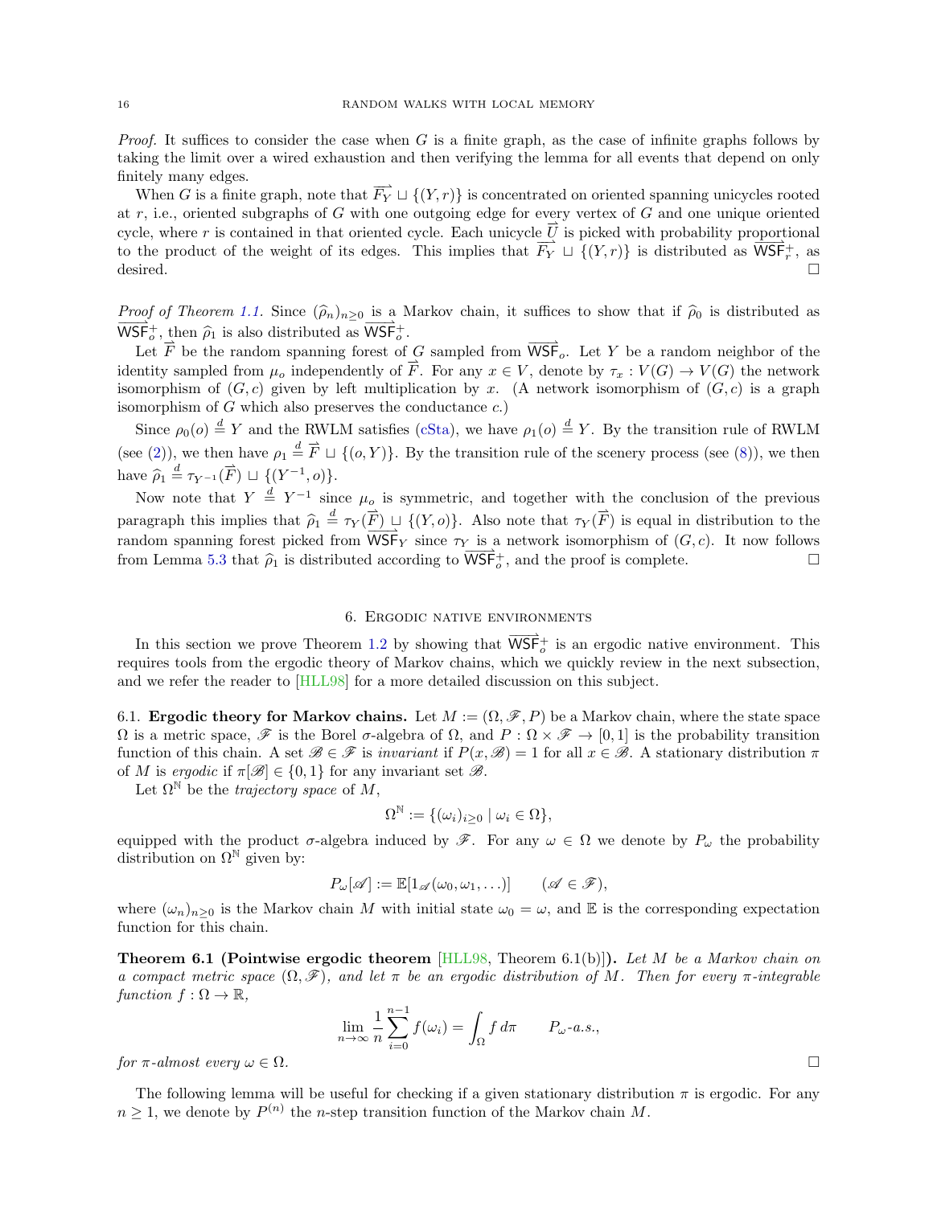*Proof.* It suffices to consider the case when $G$ is a finite graph, as the case of infinite graphs follows by taking the limit over a wired exhaustion and then verifying the lemma for all events that depend on only finitely many edges.

When $G$ is a finite graph, note that $\overrightarrow{F_Y} \sqcup \{(Y,r)\}$ is concentrated on oriented spanning unicycles rooted at $r$, i.e., oriented subgraphs of $G$ with one outgoing edge for every vertex of $G$ and one unique oriented cycle, where $r$ is contained in that oriented cycle. Each unicycle $\overrightarrow{U}$ is picked with probability proportional to the product of the weight of its edges. This implies that $\overrightarrow{F_Y} \sqcup \{(Y,r)\}$ is distributed as $\overrightarrow{\mathsf{WSF}}_r^+$, as desired. $\square$

*Proof of Theorem 1.1.* Since $(\widehat{\rho}_n)_{n\geq 0}$ is a Markov chain, it suffices to show that if $\widehat{\rho}_0$ is distributed as $\overrightarrow{\mathsf{WSF}}_o^+$, then $\widehat{\rho}_1$ is also distributed as $\overrightarrow{\mathsf{WSF}}_o^+$.

Let $\overrightarrow{F}$ be the random spanning forest of $G$ sampled from $\overrightarrow{\mathsf{WSF}}_o$. Let $Y$ be a random neighbor of the identity sampled from $\mu_o$ independently of $\overrightarrow{F}$. For any $x \in V$, denote by $\tau_x : V(G) \to V(G)$ the network isomorphism of $(G,c)$ given by left multiplication by $x$. (A network isomorphism of $(G,c)$ is a graph isomorphism of $G$ which also preserves the conductance $c$.)

Since $\rho_0(o) \overset{d}{=} Y$ and the RWLM satisfies (cSta), we have $\rho_1(o) \overset{d}{=} Y$. By the transition rule of RWLM (see (2)), we then have $\rho_1 \overset{d}{=} \overrightarrow{F} \sqcup \{(o,Y)\}$. By the transition rule of the scenery process (see (8)), we then have $\widehat{\rho}_1 \overset{d}{=} \tau_{Y^{-1}}(\overrightarrow{F}) \sqcup \{(Y^{-1},o)\}$.

Now note that $Y \overset{d}{=} Y^{-1}$ since $\mu_o$ is symmetric, and together with the conclusion of the previous paragraph this implies that $\widehat{\rho}_1 \overset{d}{=} \tau_Y(\overrightarrow{F}) \sqcup \{(Y,o)\}$. Also note that $\tau_Y(\overrightarrow{F})$ is equal in distribution to the random spanning forest picked from $\overrightarrow{\mathsf{WSF}}_Y$ since $\tau_Y$ is a network isomorphism of $(G,c)$. It now follows from Lemma 5.3 that $\widehat{\rho}_1$ is distributed according to $\overrightarrow{\mathsf{WSF}}_o^+$, and the proof is complete. $\square$

## 6. Ergodic native environments

In this section we prove Theorem 1.2 by showing that $\overrightarrow{\mathsf{WSF}}_o^+$ is an ergodic native environment. This requires tools from the ergodic theory of Markov chains, which we quickly review in the next subsection, and we refer the reader to [HLL98] for a more detailed discussion on this subject.

### 6.1. Ergodic theory for Markov chains.

Let $M := (\Omega, \mathscr{F}, P)$ be a Markov chain, where the state space $\Omega$ is a metric space, $\mathscr{F}$ is the Borel $\sigma$-algebra of $\Omega$, and $P : \Omega \times \mathscr{F} \to [0,1]$ is the probability transition function of this chain. A set $\mathscr{B} \in \mathscr{F}$ is *invariant* if $P(x,\mathscr{B}) = 1$ for all $x \in \mathscr{B}$. A stationary distribution $\pi$ of $M$ is *ergodic* if $\pi[\mathscr{B}] \in \{0,1\}$ for any invariant set $\mathscr{B}$.

Let $\Omega^{\mathbb{N}}$ be the *trajectory space* of $M$,

$$\Omega^{\mathbb{N}} := \{(\omega_i)_{i\geq 0} \mid \omega_i \in \Omega\},$$

equipped with the product $\sigma$-algebra induced by $\mathscr{F}$. For any $\omega \in \Omega$ we denote by $P_\omega$ the probability distribution on $\Omega^{\mathbb{N}}$ given by:

$$P_\omega[\mathscr{A}] := \mathbb{E}[1_{\mathscr{A}}(\omega_0, \omega_1, \ldots)] \qquad (\mathscr{A} \in \mathscr{F}),$$

where $(\omega_n)_{n\geq 0}$ is the Markov chain $M$ with initial state $\omega_0 = \omega$, and $\mathbb{E}$ is the corresponding expectation function for this chain.

**Theorem 6.1 (Pointwise ergodic theorem** [HLL98, Theorem 6.1(b)]**).** *Let $M$ be a Markov chain on a compact metric space $(\Omega, \mathscr{F})$, and let $\pi$ be an ergodic distribution of $M$. Then for every $\pi$-integrable function $f : \Omega \to \mathbb{R}$,*

$$\lim_{n\to\infty} \frac{1}{n} \sum_{i=0}^{n-1} f(\omega_i) = \int_\Omega f \, d\pi \qquad P_\omega\text{-a.s.},$$

*for $\pi$-almost every $\omega \in \Omega$.* $\square$

The following lemma will be useful for checking if a given stationary distribution $\pi$ is ergodic. For any $n \geq 1$, we denote by $P^{(n)}$ the $n$-step transition function of the Markov chain $M$.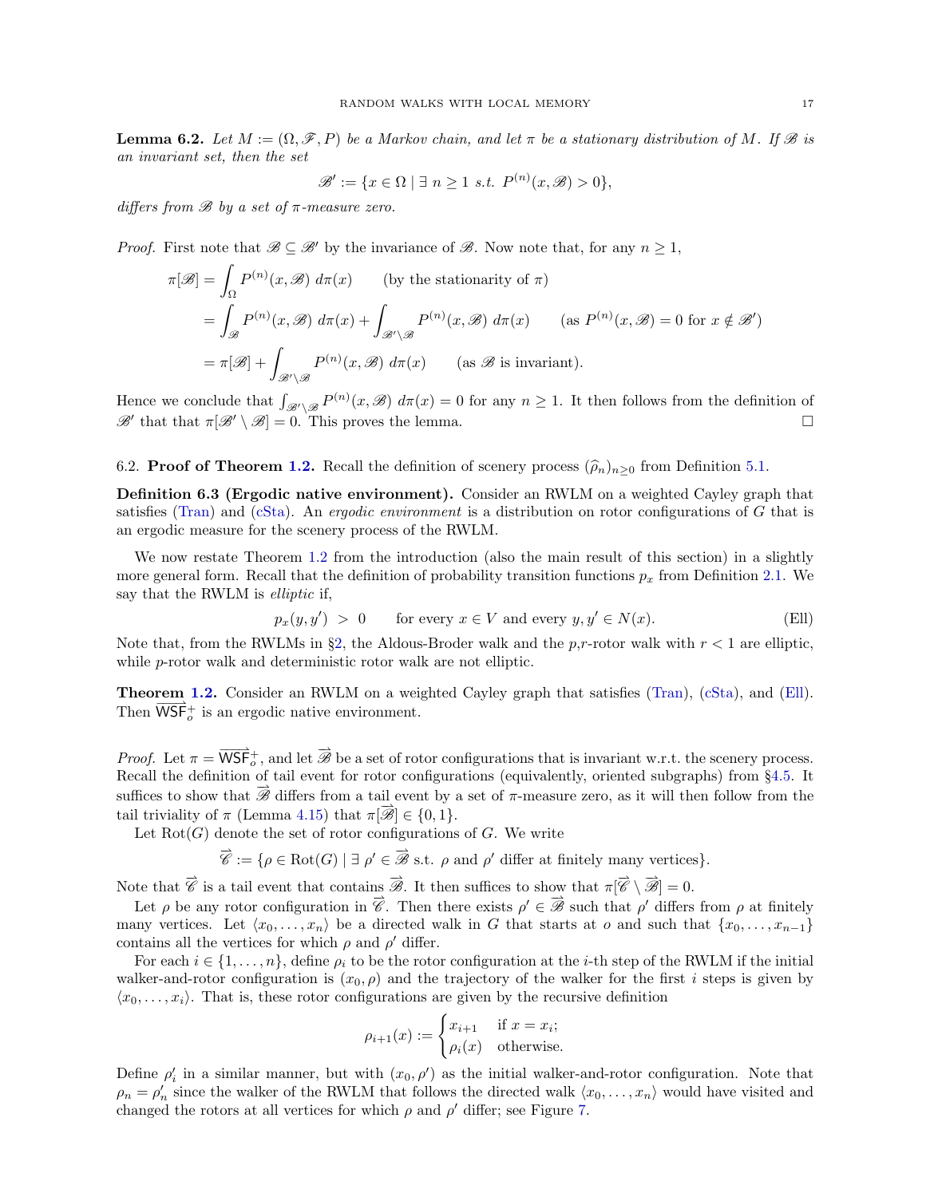**Lemma 6.2.** *Let $M := (\Omega, \mathscr{F}, P)$ be a Markov chain, and let $\pi$ be a stationary distribution of $M$. If $\mathscr{B}$ is an invariant set, then the set*

$$\mathscr{B}' := \{x \in \Omega \mid \exists\ n \geq 1 \text{ s.t. } P^{(n)}(x, \mathscr{B}) > 0\},$$

*differs from $\mathscr{B}$ by a set of $\pi$-measure zero.*

*Proof.* First note that $\mathscr{B} \subseteq \mathscr{B}'$ by the invariance of $\mathscr{B}$. Now note that, for any $n \geq 1$,

$$\begin{aligned}
\pi[\mathscr{B}] &= \int_{\Omega} P^{(n)}(x, \mathscr{B})\ d\pi(x) \qquad \text{(by the stationarity of } \pi\text{)} \\
&= \int_{\mathscr{B}} P^{(n)}(x, \mathscr{B})\ d\pi(x) + \int_{\mathscr{B}' \setminus \mathscr{B}} P^{(n)}(x, \mathscr{B})\ d\pi(x) \qquad (\text{as } P^{(n)}(x, \mathscr{B}) = 0 \text{ for } x \notin \mathscr{B}') \\
&= \pi[\mathscr{B}] + \int_{\mathscr{B}' \setminus \mathscr{B}} P^{(n)}(x, \mathscr{B})\ d\pi(x) \qquad (\text{as } \mathscr{B} \text{ is invariant}).
\end{aligned}$$

Hence we conclude that $\int_{\mathscr{B}' \setminus \mathscr{B}} P^{(n)}(x, \mathscr{B})\ d\pi(x) = 0$ for any $n \geq 1$. It then follows from the definition of $\mathscr{B}'$ that that $\pi[\mathscr{B}' \setminus \mathscr{B}] = 0$. This proves the lemma. $\square$

6.2. **Proof of Theorem 1.2.** Recall the definition of scenery process $(\widehat{\rho}_n)_{n \geq 0}$ from Definition 5.1.

**Definition 6.3 (Ergodic native environment).** Consider an RWLM on a weighted Cayley graph that satisfies (Tran) and (cSta). An *ergodic environment* is a distribution on rotor configurations of $G$ that is an ergodic measure for the scenery process of the RWLM.

We now restate Theorem 1.2 from the introduction (also the main result of this section) in a slightly more general form. Recall that the definition of probability transition functions $p_x$ from Definition 2.1. We say that the RWLM is *elliptic* if,

$$p_x(y, y') > 0 \qquad \text{for every } x \in V \text{ and every } y, y' \in N(x). \tag{Ell}$$

Note that, from the RWLMs in §2, the Aldous-Broder walk and the $p$,$r$-rotor walk with $r < 1$ are elliptic, while $p$-rotor walk and deterministic rotor walk are not elliptic.

**Theorem 1.2.** Consider an RWLM on a weighted Cayley graph that satisfies (Tran), (cSta), and (Ell). Then $\overrightarrow{\mathsf{WSF}}_o^+$ is an ergodic native environment.

*Proof.* Let $\pi = \overrightarrow{\mathsf{WSF}}_o^+$, and let $\overrightarrow{\mathscr{B}}$ be a set of rotor configurations that is invariant w.r.t. the scenery process. Recall the definition of tail event for rotor configurations (equivalently, oriented subgraphs) from §4.5. It suffices to show that $\overrightarrow{\mathscr{B}}$ differs from a tail event by a set of $\pi$-measure zero, as it will then follow from the tail triviality of $\pi$ (Lemma 4.15) that $\pi[\overrightarrow{\mathscr{B}}] \in \{0, 1\}$.

Let $\text{Rot}(G)$ denote the set of rotor configurations of $G$. We write

$$\overrightarrow{\mathscr{C}} := \{\rho \in \text{Rot}(G) \mid \exists\ \rho' \in \overrightarrow{\mathscr{B}} \text{ s.t. } \rho \text{ and } \rho' \text{ differ at finitely many vertices}\}.$$

Note that $\overrightarrow{\mathscr{C}}$ is a tail event that contains $\overrightarrow{\mathscr{B}}$. It then suffices to show that $\pi[\overrightarrow{\mathscr{C}} \setminus \overrightarrow{\mathscr{B}}] = 0$.

Let $\rho$ be any rotor configuration in $\overrightarrow{\mathscr{C}}$. Then there exists $\rho' \in \overrightarrow{\mathscr{B}}$ such that $\rho'$ differs from $\rho$ at finitely many vertices. Let $\langle x_0, \ldots, x_n \rangle$ be a directed walk in $G$ that starts at $o$ and such that $\{x_0, \ldots, x_{n-1}\}$ contains all the vertices for which $\rho$ and $\rho'$ differ.

For each $i \in \{1, \ldots, n\}$, define $\rho_i$ to be the rotor configuration at the $i$-th step of the RWLM if the initial walker-and-rotor configuration is $(x_0, \rho)$ and the trajectory of the walker for the first $i$ steps is given by $\langle x_0, \ldots, x_i \rangle$. That is, these rotor configurations are given by the recursive definition

$$\rho_{i+1}(x) := \begin{cases} x_{i+1} & \text{if } x = x_i; \\ \rho_i(x) & \text{otherwise.} \end{cases}$$

Define $\rho_i'$ in a similar manner, but with $(x_0, \rho')$ as the initial walker-and-rotor configuration. Note that $\rho_n = \rho_n'$ since the walker of the RWLM that follows the directed walk $\langle x_0, \ldots, x_n \rangle$ would have visited and changed the rotors at all vertices for which $\rho$ and $\rho'$ differ; see Figure 7.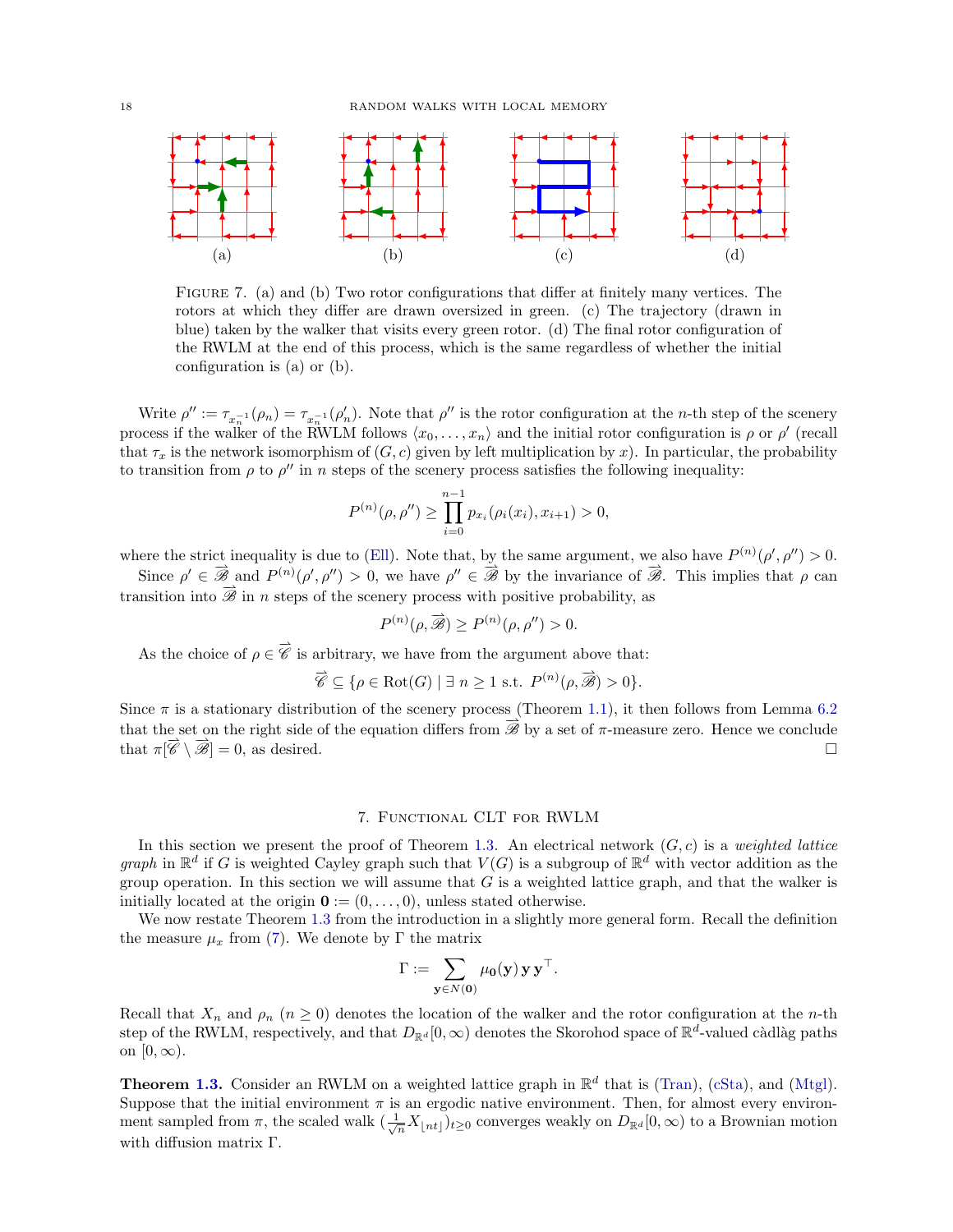(a) (b) (c) (d)

Figure 7. (a) and (b) Two rotor configurations that differ at finitely many vertices. The rotors at which they differ are drawn oversized in green. (c) The trajectory (drawn in blue) taken by the walker that visits every green rotor. (d) The final rotor configuration of the RWLM at the end of this process, which is the same regardless of whether the initial configuration is (a) or (b).

Write $\rho'' := \tau_{x_n^{-1}}(\rho_n) = \tau_{x_n^{-1}}(\rho'_n)$. Note that $\rho''$ is the rotor configuration at the $n$-th step of the scenery process if the walker of the RWLM follows $\langle x_0, \ldots, x_n \rangle$ and the initial rotor configuration is $\rho$ or $\rho'$ (recall that $\tau_x$ is the network isomorphism of $(G, c)$ given by left multiplication by $x$). In particular, the probability to transition from $\rho$ to $\rho''$ in $n$ steps of the scenery process satisfies the following inequality:

$$P^{(n)}(\rho, \rho'') \geq \prod_{i=0}^{n-1} p_{x_i}(\rho_i(x_i), x_{i+1}) > 0,$$

where the strict inequality is due to (Ell). Note that, by the same argument, we also have $P^{(n)}(\rho', \rho'') > 0$.

Since $\rho' \in \overrightarrow{\mathscr{B}}$ and $P^{(n)}(\rho', \rho'') > 0$, we have $\rho'' \in \overrightarrow{\mathscr{B}}$ by the invariance of $\overrightarrow{\mathscr{B}}$. This implies that $\rho$ can transition into $\overrightarrow{\mathscr{B}}$ in $n$ steps of the scenery process with positive probability, as

$$P^{(n)}(\rho, \overrightarrow{\mathscr{B}}) \geq P^{(n)}(\rho, \rho'') > 0.$$

As the choice of $\rho \in \overrightarrow{\mathscr{C}}$ is arbitrary, we have from the argument above that:

$$\overrightarrow{\mathscr{C}} \subseteq \{\rho \in \mathrm{Rot}(G) \mid \exists\, n \geq 1 \text{ s.t. } P^{(n)}(\rho, \overrightarrow{\mathscr{B}}) > 0\}.$$

Since $\pi$ is a stationary distribution of the scenery process (Theorem 1.1), it then follows from Lemma 6.2 that the set on the right side of the equation differs from $\overrightarrow{\mathscr{B}}$ by a set of $\pi$-measure zero. Hence we conclude that $\pi[\overrightarrow{\mathscr{C}} \setminus \overrightarrow{\mathscr{B}}] = 0$, as desired. $\square$

## 7. Functional CLT for RWLM

In this section we present the proof of Theorem 1.3. An electrical network $(G, c)$ is a *weighted lattice graph* in $\mathbb{R}^d$ if $G$ is weighted Cayley graph such that $V(G)$ is a subgroup of $\mathbb{R}^d$ with vector addition as the group operation. In this section we will assume that $G$ is a weighted lattice graph, and that the walker is initially located at the origin $\mathbf{0} := (0, \ldots, 0)$, unless stated otherwise.

We now restate Theorem 1.3 from the introduction in a slightly more general form. Recall the definition the measure $\mu_x$ from (7). We denote by $\Gamma$ the matrix

$$\Gamma := \sum_{\mathbf{y} \in N(\mathbf{0})} \mu_{\mathbf{0}}(\mathbf{y})\, \mathbf{y}\, \mathbf{y}^\top.$$

Recall that $X_n$ and $\rho_n$ ($n \geq 0$) denotes the location of the walker and the rotor configuration at the $n$-th step of the RWLM, respectively, and that $D_{\mathbb{R}^d}[0, \infty)$ denotes the Skorohod space of $\mathbb{R}^d$-valued càdlàg paths on $[0, \infty)$.

**Theorem 1.3.** Consider an RWLM on a weighted lattice graph in $\mathbb{R}^d$ that is (Tran), (cSta), and (Mtgl). Suppose that the initial environment $\pi$ is an ergodic native environment. Then, for almost every environment sampled from $\pi$, the scaled walk $(\frac{1}{\sqrt{n}} X_{\lfloor nt \rfloor})_{t \geq 0}$ converges weakly on $D_{\mathbb{R}^d}[0, \infty)$ to a Brownian motion with diffusion matrix $\Gamma$.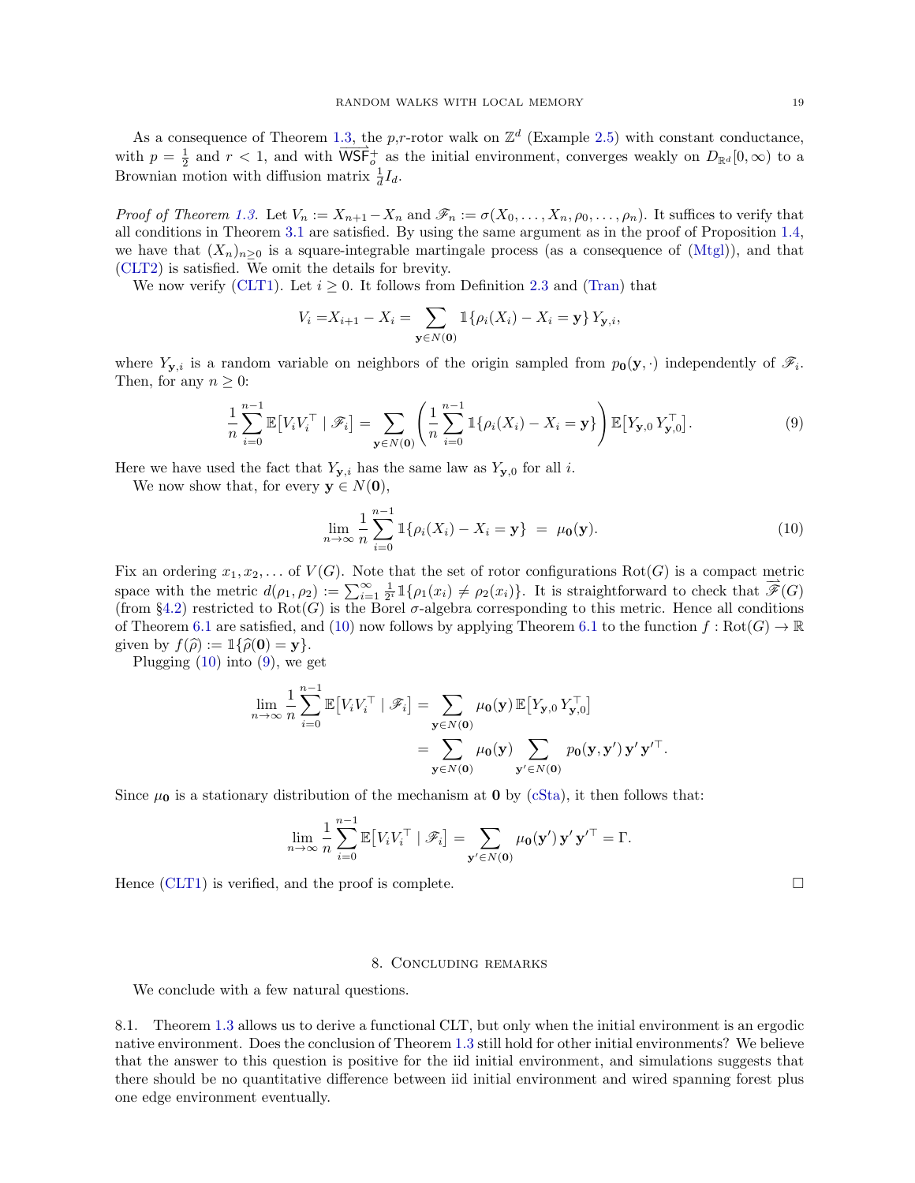As a consequence of Theorem 1.3, the $p,r$-rotor walk on $\mathbb{Z}^d$ (Example 2.5) with constant conductance, with $p = \frac{1}{2}$ and $r < 1$, and with $\overrightarrow{\mathsf{WSF}}_o^+$ as the initial environment, converges weakly on $D_{\mathbb{R}^d}[0,\infty)$ to a Brownian motion with diffusion matrix $\frac{1}{d} I_d$.

*Proof of Theorem 1.3.* Let $V_n := X_{n+1} - X_n$ and $\mathscr{F}_n := \sigma(X_0, \ldots, X_n, \rho_0, \ldots, \rho_n)$. It suffices to verify that all conditions in Theorem 3.1 are satisfied. By using the same argument as in the proof of Proposition 1.4, we have that $(X_n)_{n\geq 0}$ is a square-integrable martingale process (as a consequence of (Mtgl)), and that (CLT2) is satisfied. We omit the details for brevity.

We now verify (CLT1). Let $i \geq 0$. It follows from Definition 2.3 and (Tran) that

$$V_i = X_{i+1} - X_i = \sum_{\mathbf{y} \in N(\mathbf{0})} \mathbb{1}\{\rho_i(X_i) - X_i = \mathbf{y}\}\, Y_{\mathbf{y},i},$$

where $Y_{\mathbf{y},i}$ is a random variable on neighbors of the origin sampled from $p_{\mathbf{0}}(\mathbf{y}, \cdot)$ independently of $\mathscr{F}_i$. Then, for any $n \geq 0$:

$$\frac{1}{n} \sum_{i=0}^{n-1} \mathbb{E}\big[V_i V_i^\top \mid \mathscr{F}_i\big] = \sum_{\mathbf{y} \in N(\mathbf{0})} \left( \frac{1}{n} \sum_{i=0}^{n-1} \mathbb{1}\{\rho_i(X_i) - X_i = \mathbf{y}\} \right) \mathbb{E}\big[Y_{\mathbf{y},0}\, Y_{\mathbf{y},0}^\top\big]. \tag{9}$$

Here we have used the fact that $Y_{\mathbf{y},i}$ has the same law as $Y_{\mathbf{y},0}$ for all $i$.

We now show that, for every $\mathbf{y} \in N(\mathbf{0})$,

$$\lim_{n\to\infty} \frac{1}{n} \sum_{i=0}^{n-1} \mathbb{1}\{\rho_i(X_i) - X_i = \mathbf{y}\} \ = \ \mu_{\mathbf{0}}(\mathbf{y}). \tag{10}$$

Fix an ordering $x_1, x_2, \ldots$ of $V(G)$. Note that the set of rotor configurations $\mathrm{Rot}(G)$ is a compact metric space with the metric $d(\rho_1, \rho_2) := \sum_{i=1}^{\infty} \frac{1}{2^i} \mathbb{1}\{\rho_1(x_i) \neq \rho_2(x_i)\}$. It is straightforward to check that $\overrightarrow{\mathscr{F}}(G)$ (from §4.2) restricted to $\mathrm{Rot}(G)$ is the Borel $\sigma$-algebra corresponding to this metric. Hence all conditions of Theorem 6.1 are satisfied, and (10) now follows by applying Theorem 6.1 to the function $f : \mathrm{Rot}(G) \to \mathbb{R}$ given by $f(\widehat{\rho}) := \mathbb{1}\{\widehat{\rho}(\mathbf{0}) = \mathbf{y}\}$.

Plugging (10) into (9), we get

$$\begin{aligned}
\lim_{n\to\infty} \frac{1}{n} \sum_{i=0}^{n-1} \mathbb{E}\big[V_i V_i^\top \mid \mathscr{F}_i\big] &= \sum_{\mathbf{y} \in N(\mathbf{0})} \mu_{\mathbf{0}}(\mathbf{y})\, \mathbb{E}\big[Y_{\mathbf{y},0}\, Y_{\mathbf{y},0}^\top\big] \\
&= \sum_{\mathbf{y} \in N(\mathbf{0})} \mu_{\mathbf{0}}(\mathbf{y}) \sum_{\mathbf{y}' \in N(\mathbf{0})} p_{\mathbf{0}}(\mathbf{y}, \mathbf{y}')\, \mathbf{y}'\, \mathbf{y}'^\top.
\end{aligned}$$

Since $\mu_{\mathbf{0}}$ is a stationary distribution of the mechanism at $\mathbf{0}$ by (cSta), it then follows that:

$$\lim_{n\to\infty} \frac{1}{n} \sum_{i=0}^{n-1} \mathbb{E}\big[V_i V_i^\top \mid \mathscr{F}_i\big] = \sum_{\mathbf{y}' \in N(\mathbf{0})} \mu_{\mathbf{0}}(\mathbf{y}')\, \mathbf{y}'\, \mathbf{y}'^\top = \Gamma.$$

Hence (CLT1) is verified, and the proof is complete. □

## 8. Concluding remarks

We conclude with a few natural questions.

8.1. Theorem 1.3 allows us to derive a functional CLT, but only when the initial environment is an ergodic native environment. Does the conclusion of Theorem 1.3 still hold for other initial environments? We believe that the answer to this question is positive for the iid initial environment, and simulations suggests that there should be no quantitative difference between iid initial environment and wired spanning forest plus one edge environment eventually.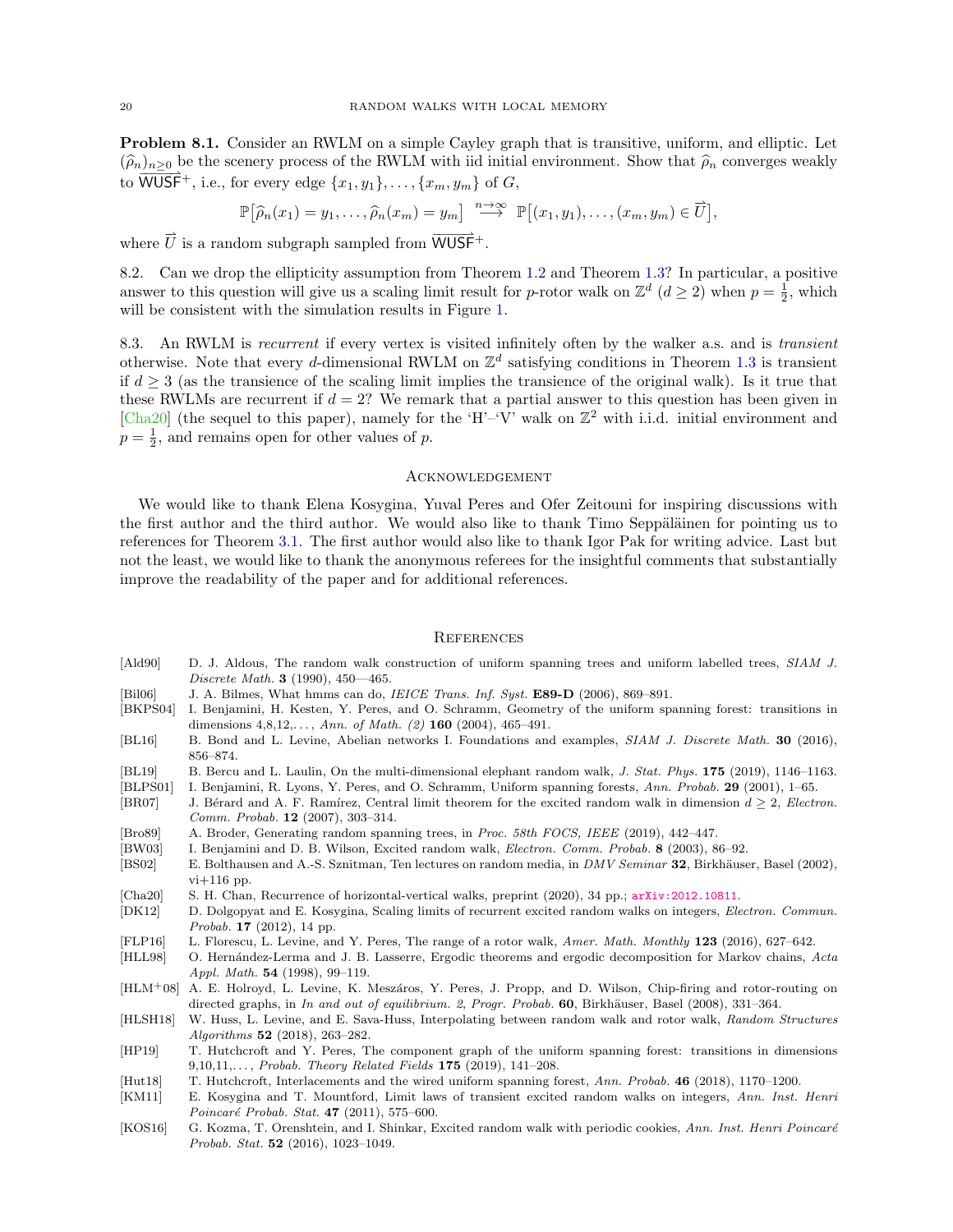**Problem 8.1.** Consider an RWLM on a simple Cayley graph that is transitive, uniform, and elliptic. Let $(\widehat{\rho}_n)_{n\geq 0}$ be the scenery process of the RWLM with iid initial environment. Show that $\widehat{\rho}_n$ converges weakly to $\overrightarrow{\mathsf{WUSF}}^+$, i.e., for every edge $\{x_1, y_1\}, \ldots, \{x_m, y_m\}$ of $G$,

$$\mathbb{P}\big[\widehat{\rho}_n(x_1) = y_1, \ldots, \widehat{\rho}_n(x_m) = y_m\big] \overset{n\to\infty}{\longrightarrow} \mathbb{P}\big[(x_1, y_1), \ldots, (x_m, y_m) \in \overrightarrow{U}\big],$$

where $\overrightarrow{U}$ is a random subgraph sampled from $\overrightarrow{\mathsf{WUSF}}^+$.

8.2. Can we drop the ellipticity assumption from Theorem 1.2 and Theorem 1.3? In particular, a positive answer to this question will give us a scaling limit result for $p$-rotor walk on $\mathbb{Z}^d$ ($d \geq 2$) when $p = \frac{1}{2}$, which will be consistent with the simulation results in Figure 1.

8.3. An RWLM is *recurrent* if every vertex is visited infinitely often by the walker a.s. and is *transient* otherwise. Note that every $d$-dimensional RWLM on $\mathbb{Z}^d$ satisfying conditions in Theorem 1.3 is transient if $d \geq 3$ (as the transience of the scaling limit implies the transience of the original walk). Is it true that these RWLMs are recurrent if $d = 2$? We remark that a partial answer to this question has been given in [Cha20] (the sequel to this paper), namely for the 'H'–'V' walk on $\mathbb{Z}^2$ with i.i.d. initial environment and $p = \frac{1}{2}$, and remains open for other values of $p$.

## Acknowledgement

We would like to thank Elena Kosygina, Yuval Peres and Ofer Zeitouni for inspiring discussions with the first author and the third author. We would also like to thank Timo Seppäläinen for pointing us to references for Theorem 3.1. The first author would also like to thank Igor Pak for writing advice. Last but not the least, we would like to thank the anonymous referees for the insightful comments that substantially improve the readability of the paper and for additional references.

## References

[Ald90] D. J. Aldous, The random walk construction of uniform spanning trees and uniform labelled trees, *SIAM J. Discrete Math.* **3** (1990), 450—465.

[Bil06] J. A. Bilmes, What hmms can do, *IEICE Trans. Inf. Syst.* **E89-D** (2006), 869–891.

[BKPS04] I. Benjamini, H. Kesten, Y. Peres, and O. Schramm, Geometry of the uniform spanning forest: transitions in dimensions 4,8,12,..., *Ann. of Math. (2)* **160** (2004), 465–491.

[BL16] B. Bond and L. Levine, Abelian networks I. Foundations and examples, *SIAM J. Discrete Math.* **30** (2016), 856–874.

[BL19] B. Bercu and L. Laulin, On the multi-dimensional elephant random walk, *J. Stat. Phys.* **175** (2019), 1146–1163.

[BLPS01] I. Benjamini, R. Lyons, Y. Peres, and O. Schramm, Uniform spanning forests, *Ann. Probab.* **29** (2001), 1–65.

[BR07] J. Bérard and A. F. Ramírez, Central limit theorem for the excited random walk in dimension $d \geq 2$, *Electron. Comm. Probab.* **12** (2007), 303–314.

[Bro89] A. Broder, Generating random spanning trees, in *Proc. 58th FOCS, IEEE* (2019), 442–447.

[BW03] I. Benjamini and D. B. Wilson, Excited random walk, *Electron. Comm. Probab.* **8** (2003), 86–92.

[BS02] E. Bolthausen and A.-S. Sznitman, Ten lectures on random media, in *DMV Seminar* **32**, Birkhäuser, Basel (2002), vi+116 pp.

[Cha20] S. H. Chan, Recurrence of horizontal-vertical walks, preprint (2020), 34 pp.; arXiv:2012.10811.

[DK12] D. Dolgopyat and E. Kosygina, Scaling limits of recurrent excited random walks on integers, *Electron. Commun. Probab.* **17** (2012), 14 pp.

[FLP16] L. Florescu, L. Levine, and Y. Peres, The range of a rotor walk, *Amer. Math. Monthly* **123** (2016), 627–642.

[HLL98] O. Hernández-Lerma and J. B. Lasserre, Ergodic theorems and ergodic decomposition for Markov chains, *Acta Appl. Math.* **54** (1998), 99–119.

[HLM+08] A. E. Holroyd, L. Levine, K. Meszáros, Y. Peres, J. Propp, and D. Wilson, Chip-firing and rotor-routing on directed graphs, in *In and out of equilibrium. 2*, *Progr. Probab.* **60**, Birkhäuser, Basel (2008), 331–364.

[HLSH18] W. Huss, L. Levine, and E. Sava-Huss, Interpolating between random walk and rotor walk, *Random Structures Algorithms* **52** (2018), 263–282.

[HP19] T. Hutchcroft and Y. Peres, The component graph of the uniform spanning forest: transitions in dimensions 9,10,11,..., *Probab. Theory Related Fields* **175** (2019), 141–208.

[Hut18] T. Hutchcroft, Interlacements and the wired uniform spanning forest, *Ann. Probab.* **46** (2018), 1170–1200.

[KM11] E. Kosygina and T. Mountford, Limit laws of transient excited random walks on integers, *Ann. Inst. Henri Poincaré Probab. Stat.* **47** (2011), 575–600.

[KOS16] G. Kozma, T. Orenshtein, and I. Shinkar, Excited random walk with periodic cookies, *Ann. Inst. Henri Poincaré Probab. Stat.* **52** (2016), 1023–1049.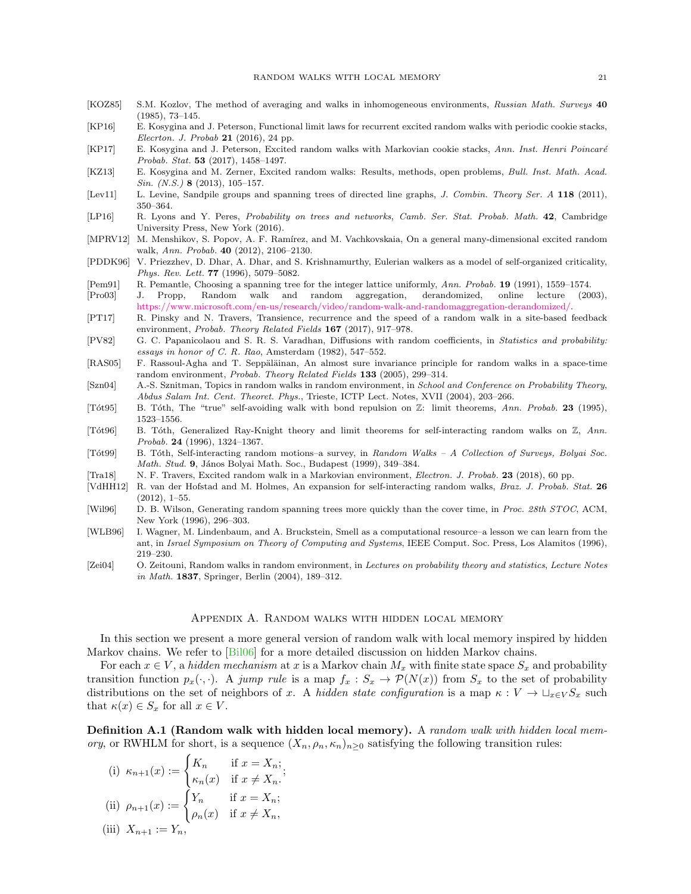[KOZ85] S.M. Kozlov, The method of averaging and walks in inhomogeneous environments, *Russian Math. Surveys* **40** (1985), 73–145.

[KP16] E. Kosygina and J. Peterson, Functional limit laws for recurrent excited random walks with periodic cookie stacks, *Elecrton. J. Probab* **21** (2016), 24 pp.

[KP17] E. Kosygina and J. Peterson, Excited random walks with Markovian cookie stacks, *Ann. Inst. Henri Poincaré Probab. Stat.* **53** (2017), 1458–1497.

[KZ13] E. Kosygina and M. Zerner, Excited random walks: Results, methods, open problems, *Bull. Inst. Math. Acad. Sin. (N.S.)* **8** (2013), 105–157.

[Lev11] L. Levine, Sandpile groups and spanning trees of directed line graphs, *J. Combin. Theory Ser. A* **118** (2011), 350–364.

[LP16] R. Lyons and Y. Peres, *Probability on trees and networks*, *Camb. Ser. Stat. Probab. Math.* **42**, Cambridge University Press, New York (2016).

[MPRV12] M. Menshikov, S. Popov, A. F. Ramírez, and M. Vachkovskaia, On a general many-dimensional excited random walk, *Ann. Probab.* **40** (2012), 2106–2130.

[PDDK96] V. Priezzhev, D. Dhar, A. Dhar, and S. Krishnamurthy, Eulerian walkers as a model of self-organized criticality, *Phys. Rev. Lett.* **77** (1996), 5079–5082.

[Pem91] R. Pemantle, Choosing a spanning tree for the integer lattice uniformly, *Ann. Probab.* **19** (1991), 1559–1574.

[Pro03] J. Propp, Random walk and random aggregation, derandomized, online lecture (2003), https://www.microsoft.com/en-us/research/video/random-walk-and-randomaggregation-derandomized/.

[PT17] R. Pinsky and N. Travers, Transience, recurrence and the speed of a random walk in a site-based feedback environment, *Probab. Theory Related Fields* **167** (2017), 917–978.

[PV82] G. C. Papanicolaou and S. R. S. Varadhan, Diffusions with random coefficients, in *Statistics and probability: essays in honor of C. R. Rao*, Amsterdam (1982), 547–552.

[RAS05] F. Rassoul-Agha and T. Seppäläinan, An almost sure invariance principle for random walks in a space-time random environment, *Probab. Theory Related Fields* **133** (2005), 299–314.

[Szn04] A.-S. Sznitman, Topics in random walks in random environment, in *School and Conference on Probability Theory*, *Abdus Salam Int. Cent. Theoret. Phys.*, Trieste, ICTP Lect. Notes, XVII (2004), 203–266.

[Tót95] B. Tóth, The "true" self-avoiding walk with bond repulsion on $\mathbb{Z}$: limit theorems, *Ann. Probab.* **23** (1995), 1523–1556.

[Tót96] B. Tóth, Generalized Ray-Knight theory and limit theorems for self-interacting random walks on $\mathbb{Z}$, *Ann. Probab.* **24** (1996), 1324–1367.

[Tót99] B. Tóth, Self-interacting random motions–a survey, in *Random Walks – A Collection of Surveys, Bolyai Soc. Math. Stud.* **9**, János Bolyai Math. Soc., Budapest (1999), 349–384.

[Tra18] N. F. Travers, Excited random walk in a Markovian environment, *Electron. J. Probab.* **23** (2018), 60 pp.

[VdHH12] R. van der Hofstad and M. Holmes, An expansion for self-interacting random walks, *Braz. J. Probab. Stat.* **26** (2012), 1–55.

[Wil96] D. B. Wilson, Generating random spanning trees more quickly than the cover time, in *Proc. 28th STOC*, ACM, New York (1996), 296–303.

[WLB96] I. Wagner, M. Lindenbaum, and A. Bruckstein, Smell as a computational resource–a lesson we can learn from the ant, in *Israel Symposium on Theory of Computing and Systems*, IEEE Comput. Soc. Press, Los Alamitos (1996), 219–230.

[Zei04] O. Zeitouni, Random walks in random environment, in *Lectures on probability theory and statistics*, *Lecture Notes in Math.* **1837**, Springer, Berlin (2004), 189–312.

## Appendix A. Random walks with hidden local memory

In this section we present a more general version of random walk with local memory inspired by hidden Markov chains. We refer to [Bil06] for a more detailed discussion on hidden Markov chains.

For each $x \in V$, a *hidden mechanism* at $x$ is a Markov chain $M_x$ with finite state space $S_x$ and probability transition function $p_x(\cdot, \cdot)$. A *jump rule* is a map $f_x : S_x \to \mathcal{P}(N(x))$ from $S_x$ to the set of probability distributions on the set of neighbors of $x$. A *hidden state configuration* is a map $\kappa : V \to \sqcup_{x \in V} S_x$ such that $\kappa(x) \in S_x$ for all $x \in V$.

**Definition A.1 (Random walk with hidden local memory).** A *random walk with hidden local memory*, or RWHLM for short, is a sequence $(X_n, \rho_n, \kappa_n)_{n \geq 0}$ satisfying the following transition rules:

(i) $\kappa_{n+1}(x) := \begin{cases} K_n & \text{if } x = X_n; \\ \kappa_n(x) & \text{if } x \neq X_n. \end{cases}$;

(ii) $\rho_{n+1}(x) := \begin{cases} Y_n & \text{if } x = X_n; \\ \rho_n(x) & \text{if } x \neq X_n, \end{cases}$

(iii) $X_{n+1} := Y_n$,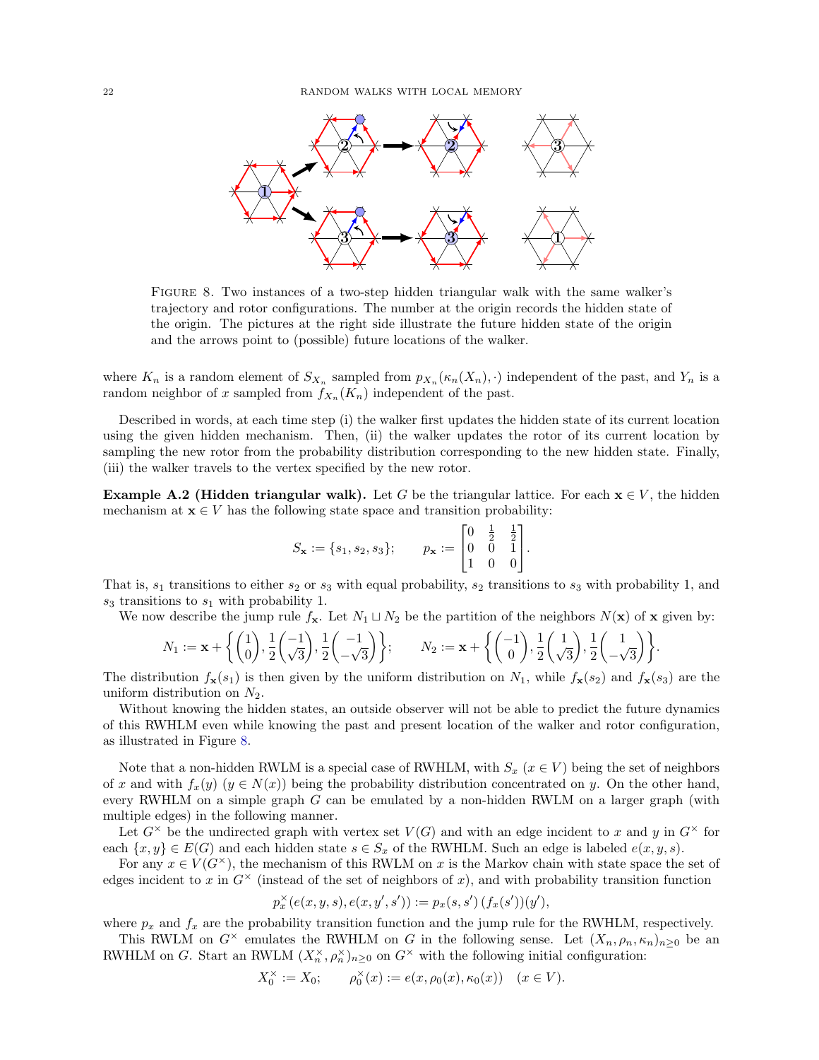FIGURE 8. Two instances of a two-step hidden triangular walk with the same walker's trajectory and rotor configurations. The number at the origin records the hidden state of the origin. The pictures at the right side illustrate the future hidden state of the origin and the arrows point to (possible) future locations of the walker.

where $K_n$ is a random element of $S_{X_n}$ sampled from $p_{X_n}(\kappa_n(X_n), \cdot)$ independent of the past, and $Y_n$ is a random neighbor of $x$ sampled from $f_{X_n}(K_n)$ independent of the past.

Described in words, at each time step (i) the walker first updates the hidden state of its current location using the given hidden mechanism. Then, (ii) the walker updates the rotor of its current location by sampling the new rotor from the probability distribution corresponding to the new hidden state. Finally, (iii) the walker travels to the vertex specified by the new rotor.

**Example A.2 (Hidden triangular walk).** Let $G$ be the triangular lattice. For each $\mathbf{x} \in V$, the hidden mechanism at $\mathbf{x} \in V$ has the following state space and transition probability:

$$S_{\mathbf{x}} := \{s_1, s_2, s_3\}; \qquad p_{\mathbf{x}} := \begin{bmatrix} 0 & \frac{1}{2} & \frac{1}{2} \\ 0 & 0 & 1 \\ 1 & 0 & 0 \end{bmatrix}.$$

That is, $s_1$ transitions to either $s_2$ or $s_3$ with equal probability, $s_2$ transitions to $s_3$ with probability 1, and $s_3$ transitions to $s_1$ with probability 1.

We now describe the jump rule $f_{\mathbf{x}}$. Let $N_1 \sqcup N_2$ be the partition of the neighbors $N(\mathbf{x})$ of $\mathbf{x}$ given by:

$$N_1 := \mathbf{x} + \left\{ \begin{pmatrix} 1 \\ 0 \end{pmatrix}, \frac{1}{2}\begin{pmatrix} -1 \\ \sqrt{3} \end{pmatrix}, \frac{1}{2}\begin{pmatrix} -1 \\ -\sqrt{3} \end{pmatrix} \right\}; \qquad N_2 := \mathbf{x} + \left\{ \begin{pmatrix} -1 \\ 0 \end{pmatrix}, \frac{1}{2}\begin{pmatrix} 1 \\ \sqrt{3} \end{pmatrix}, \frac{1}{2}\begin{pmatrix} 1 \\ -\sqrt{3} \end{pmatrix} \right\}.$$

The distribution $f_{\mathbf{x}}(s_1)$ is then given by the uniform distribution on $N_1$, while $f_{\mathbf{x}}(s_2)$ and $f_{\mathbf{x}}(s_3)$ are the uniform distribution on $N_2$.

Without knowing the hidden states, an outside observer will not be able to predict the future dynamics of this RWHLM even while knowing the past and present location of the walker and rotor configuration, as illustrated in Figure 8.

Note that a non-hidden RWLM is a special case of RWHLM, with $S_x$ $(x \in V)$ being the set of neighbors of $x$ and with $f_x(y)$ $(y \in N(x))$ being the probability distribution concentrated on $y$. On the other hand, every RWHLM on a simple graph $G$ can be emulated by a non-hidden RWLM on a larger graph (with multiple edges) in the following manner.

Let $G^\times$ be the undirected graph with vertex set $V(G)$ and with an edge incident to $x$ and $y$ in $G^\times$ for each $\{x, y\} \in E(G)$ and each hidden state $s \in S_x$ of the RWHLM. Such an edge is labeled $e(x, y, s)$.

For any $x \in V(G^\times)$, the mechanism of this RWLM on $x$ is the Markov chain with state space the set of edges incident to $x$ in $G^\times$ (instead of the set of neighbors of $x$), and with probability transition function

$$p_x^\times(e(x, y, s), e(x, y', s')) := p_x(s, s')\,(f_x(s'))(y'),$$

where $p_x$ and $f_x$ are the probability transition function and the jump rule for the RWHLM, respectively.

This RWLM on $G^\times$ emulates the RWHLM on $G$ in the following sense. Let $(X_n, \rho_n, \kappa_n)_{n \geq 0}$ be an RWHLM on $G$. Start an RWLM $(X_n^\times, \rho_n^\times)_{n \geq 0}$ on $G^\times$ with the following initial configuration:

$$X_0^\times := X_0; \qquad \rho_0^\times(x) := e(x, \rho_0(x), \kappa_0(x)) \quad (x \in V).$$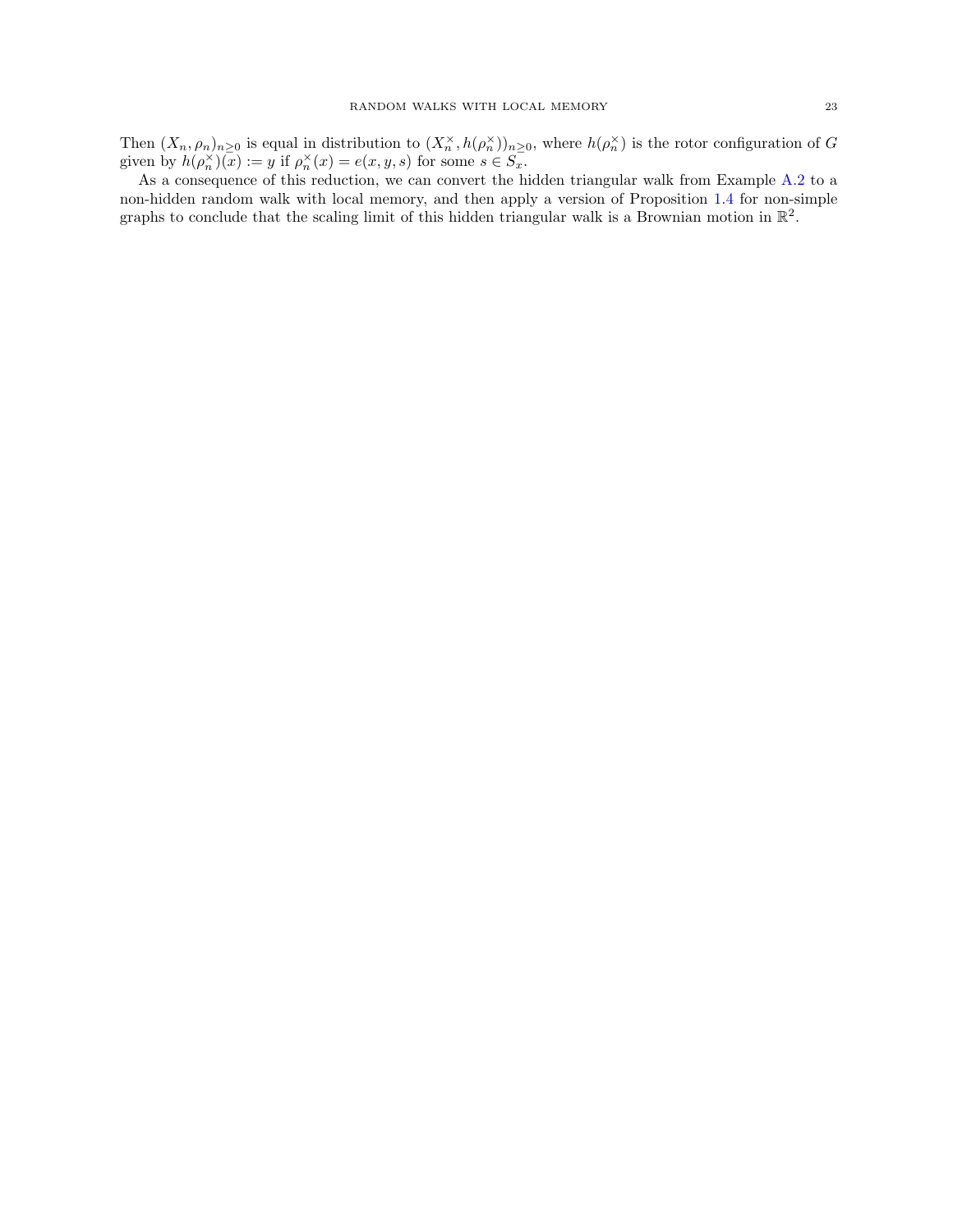Then $(X_n, \rho_n)_{n\geq 0}$ is equal in distribution to $(X_n^\times, h(\rho_n^\times))_{n\geq 0}$, where $h(\rho_n^\times)$ is the rotor configuration of $G$ given by $h(\rho_n^\times)(x) := y$ if $\rho_n^\times(x) = e(x, y, s)$ for some $s \in S_x$.

As a consequence of this reduction, we can convert the hidden triangular walk from Example A.2 to a non-hidden random walk with local memory, and then apply a version of Proposition 1.4 for non-simple graphs to conclude that the scaling limit of this hidden triangular walk is a Brownian motion in $\mathbb{R}^2$.